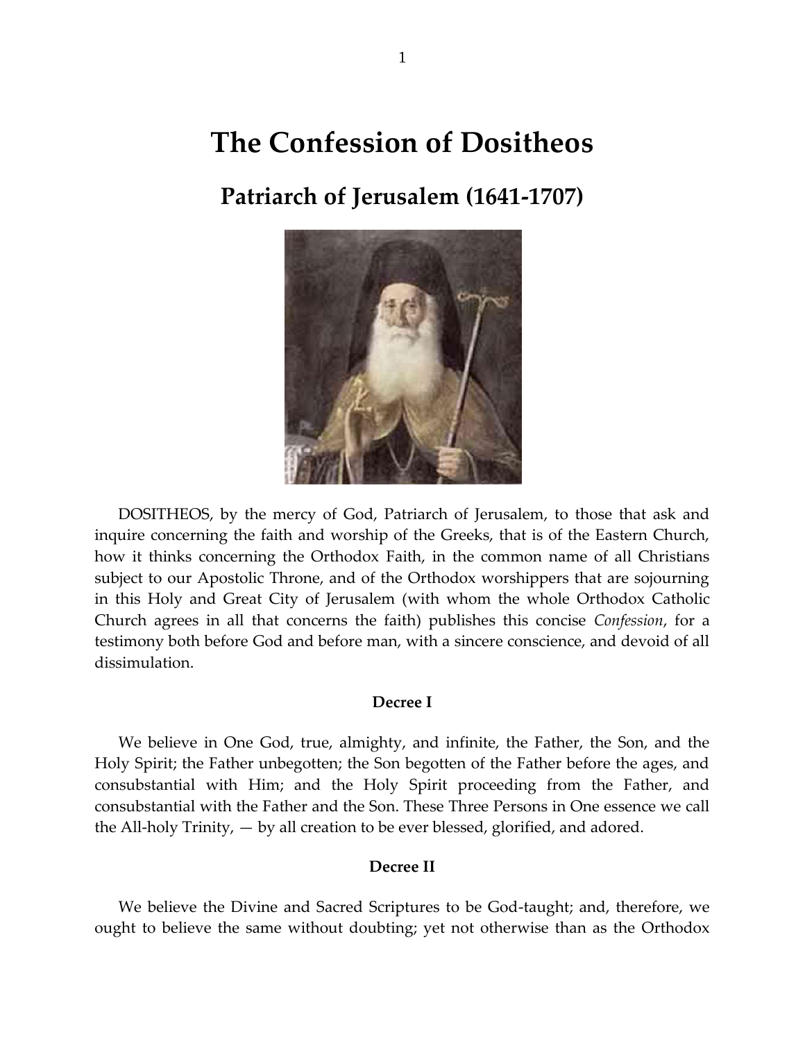# The Confession of Dositheos

## Patriarch of Jerusalem (1641-1707)

DOSITHEOS, by the mercy of God, Patriarch of Jerusalem, to those that ask and inquire concerning the faith and worship of the Greeks, that is of the Eastern Church, how it thinks concerning the Orthodox Faith, in the common name of all Christians subject to our Apostolic Throne, and of the Orthodox worshippers that are sojourning in this Holy and Great City of Jerusalem (with whom the whole Orthodox Catholic Church agrees in all that concerns the faith) publishes this concise *Confession*, for a testimony both before God and before man, with a sincere conscience, and devoid of all dissimulation.

**Decree I**

We believe in One God, true, almighty, and infinite, the Father, the Son, and the Holy Spirit; the Father unbegotten; the Son begotten of the Father before the ages, and consubstantial with Him; and the Holy Spirit proceeding from the Father, and consubstantial with the Father and the Son. These Three Persons in One essence we call the All-holy Trinity, — by all creation to be ever blessed, glorified, and adored.

**Decree II**

We believe the Divine and Sacred Scriptures to be God-taught; and, therefore, we ought to believe the same without doubting; yet not otherwise than as the Orthodox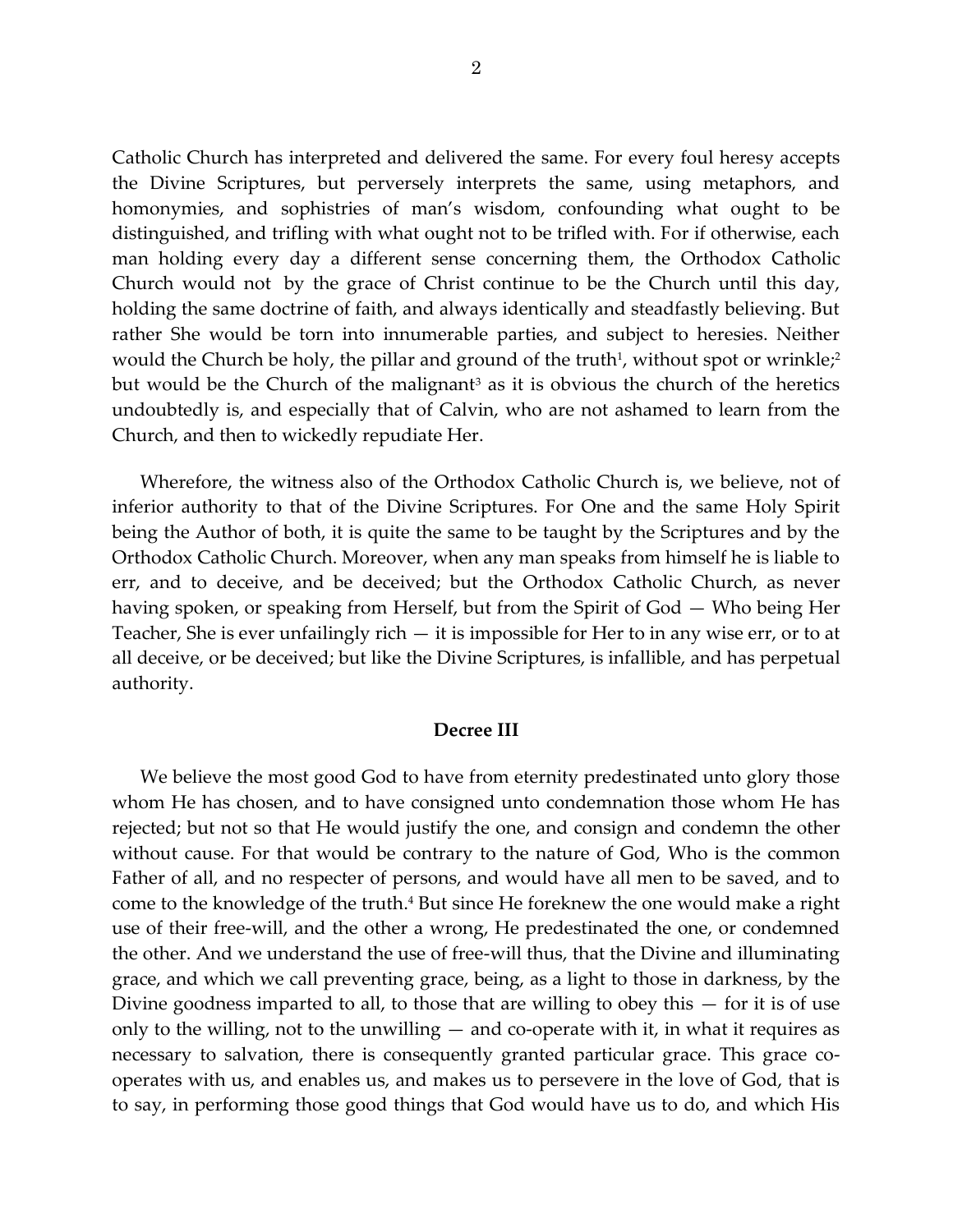Catholic Church has interpreted and delivered the same. For every foul heresy accepts the Divine Scriptures, but perversely interprets the same, using metaphors, and homonymies, and sophistries of man's wisdom, confounding what ought to be distinguished, and trifling with what ought not to be trifled with. For if otherwise, each man holding every day a different sense concerning them, the Orthodox Catholic Church would not by the grace of Christ continue to be the Church until this day, holding the same doctrine of faith, and always identically and steadfastly believing. But rather She would be torn into innumerable parties, and subject to heresies. Neither would the Church be holy, the pillar and ground of the truth[1], without spot or wrinkle;[2] but would be the Church of the malignant[3] as it is obvious the church of the heretics undoubtedly is, and especially that of Calvin, who are not ashamed to learn from the Church, and then to wickedly repudiate Her.

Wherefore, the witness also of the Orthodox Catholic Church is, we believe, not of inferior authority to that of the Divine Scriptures. For One and the same Holy Spirit being the Author of both, it is quite the same to be taught by the Scriptures and by the Orthodox Catholic Church. Moreover, when any man speaks from himself he is liable to err, and to deceive, and be deceived; but the Orthodox Catholic Church, as never having spoken, or speaking from Herself, but from the Spirit of God — Who being Her Teacher, She is ever unfailingly rich — it is impossible for Her to in any wise err, or to at all deceive, or be deceived; but like the Divine Scriptures, is infallible, and has perpetual authority.

### Decree III

We believe the most good God to have from eternity predestinated unto glory those whom He has chosen, and to have consigned unto condemnation those whom He has rejected; but not so that He would justify the one, and consign and condemn the other without cause. For that would be contrary to the nature of God, Who is the common Father of all, and no respecter of persons, and would have all men to be saved, and to come to the knowledge of the truth.[4] But since He foreknew the one would make a right use of their free-will, and the other a wrong, He predestinated the one, or condemned the other. And we understand the use of free-will thus, that the Divine and illuminating grace, and which we call preventing grace, being, as a light to those in darkness, by the Divine goodness imparted to all, to those that are willing to obey this — for it is of use only to the willing, not to the unwilling — and co-operate with it, in what it requires as necessary to salvation, there is consequently granted particular grace. This grace co-operates with us, and enables us, and makes us to persevere in the love of God, that is to say, in performing those good things that God would have us to do, and which His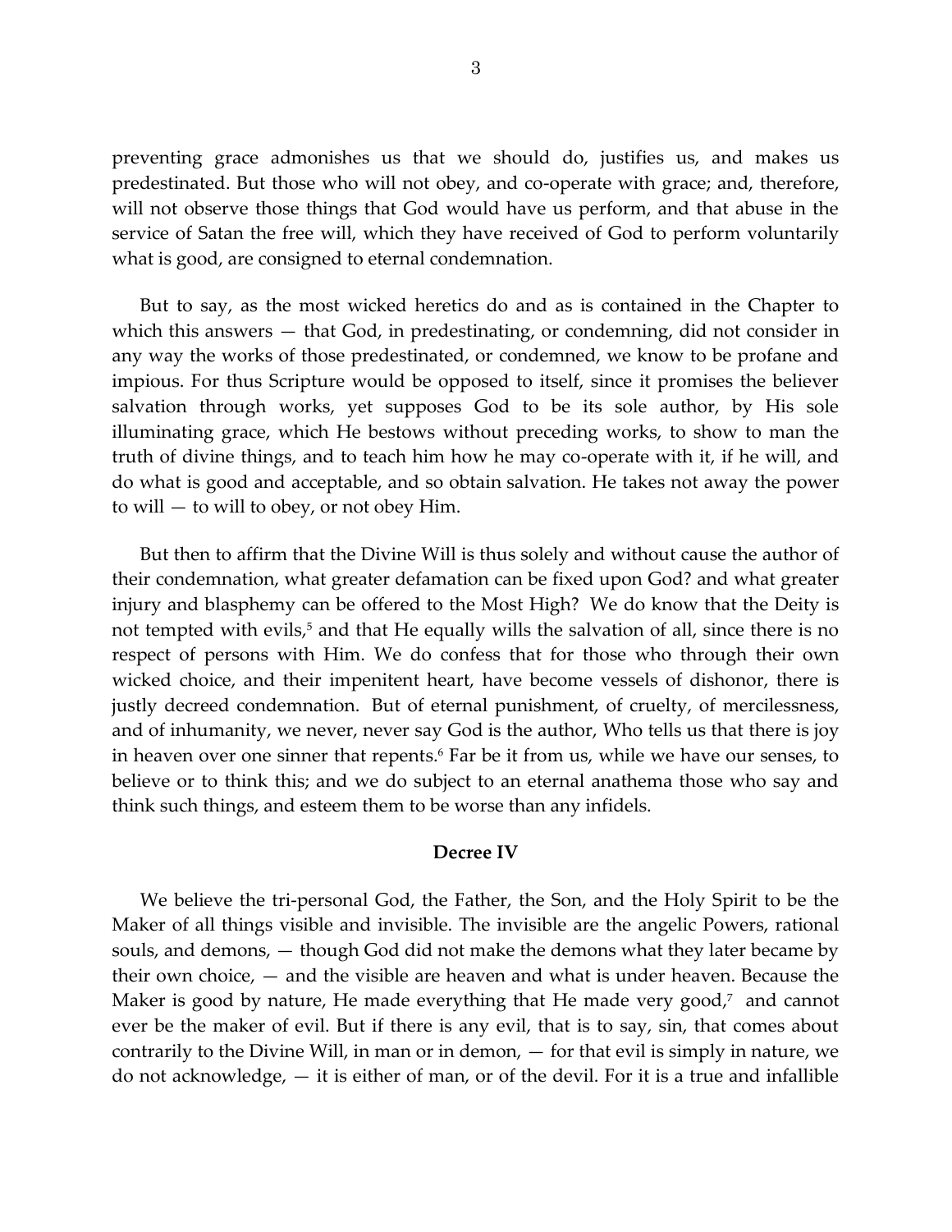preventing grace admonishes us that we should do, justifies us, and makes us predestinated. But those who will not obey, and co-operate with grace; and, therefore, will not observe those things that God would have us perform, and that abuse in the service of Satan the free will, which they have received of God to perform voluntarily what is good, are consigned to eternal condemnation.

But to say, as the most wicked heretics do and as is contained in the Chapter to which this answers — that God, in predestinating, or condemning, did not consider in any way the works of those predestinated, or condemned, we know to be profane and impious. For thus Scripture would be opposed to itself, since it promises the believer salvation through works, yet supposes God to be its sole author, by His sole illuminating grace, which He bestows without preceding works, to show to man the truth of divine things, and to teach him how he may co-operate with it, if he will, and do what is good and acceptable, and so obtain salvation. He takes not away the power to will — to will to obey, or not obey Him.

But then to affirm that the Divine Will is thus solely and without cause the author of their condemnation, what greater defamation can be fixed upon God? and what greater injury and blasphemy can be offered to the Most High? We do know that the Deity is not tempted with evils,[5] and that He equally wills the salvation of all, since there is no respect of persons with Him. We do confess that for those who through their own wicked choice, and their impenitent heart, have become vessels of dishonor, there is justly decreed condemnation. But of eternal punishment, of cruelty, of mercilessness, and of inhumanity, we never, never say God is the author, Who tells us that there is joy in heaven over one sinner that repents.[6] Far be it from us, while we have our senses, to believe or to think this; and we do subject to an eternal anathema those who say and think such things, and esteem them to be worse than any infidels.

### Decree IV

We believe the tri-personal God, the Father, the Son, and the Holy Spirit to be the Maker of all things visible and invisible. The invisible are the angelic Powers, rational souls, and demons, — though God did not make the demons what they later became by their own choice, — and the visible are heaven and what is under heaven. Because the Maker is good by nature, He made everything that He made very good,[7] and cannot ever be the maker of evil. But if there is any evil, that is to say, sin, that comes about contrarily to the Divine Will, in man or in demon, — for that evil is simply in nature, we do not acknowledge, — it is either of man, or of the devil. For it is a true and infallible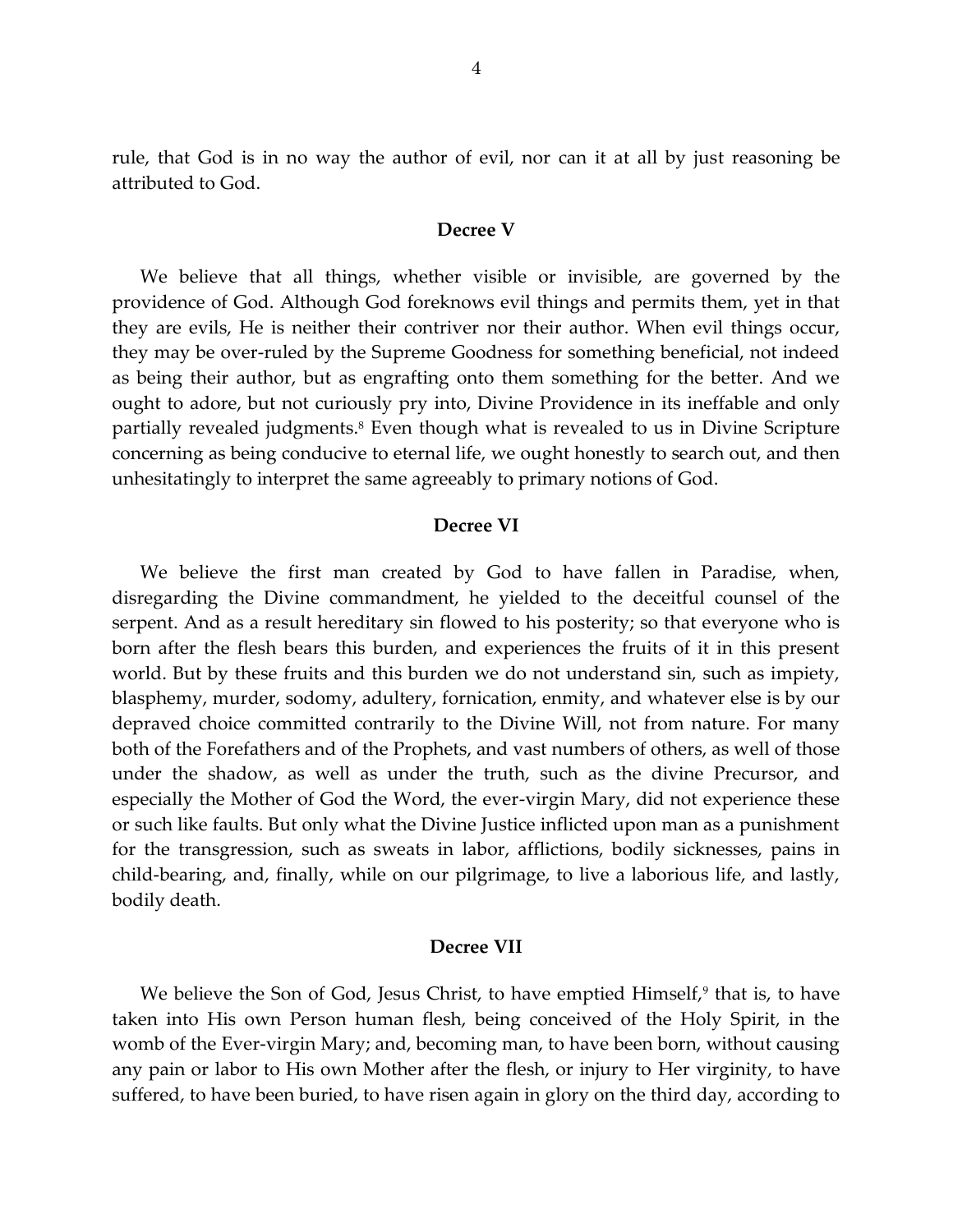rule, that God is in no way the author of evil, nor can it at all by just reasoning be attributed to God.

### Decree V

We believe that all things, whether visible or invisible, are governed by the providence of God. Although God foreknows evil things and permits them, yet in that they are evils, He is neither their contriver nor their author. When evil things occur, they may be over-ruled by the Supreme Goodness for something beneficial, not indeed as being their author, but as engrafting onto them something for the better. And we ought to adore, but not curiously pry into, Divine Providence in its ineffable and only partially revealed judgments.[8] Even though what is revealed to us in Divine Scripture concerning as being conducive to eternal life, we ought honestly to search out, and then unhesitatingly to interpret the same agreeably to primary notions of God.

### Decree VI

We believe the first man created by God to have fallen in Paradise, when, disregarding the Divine commandment, he yielded to the deceitful counsel of the serpent. And as a result hereditary sin flowed to his posterity; so that everyone who is born after the flesh bears this burden, and experiences the fruits of it in this present world. But by these fruits and this burden we do not understand sin, such as impiety, blasphemy, murder, sodomy, adultery, fornication, enmity, and whatever else is by our depraved choice committed contrarily to the Divine Will, not from nature. For many both of the Forefathers and of the Prophets, and vast numbers of others, as well of those under the shadow, as well as under the truth, such as the divine Precursor, and especially the Mother of God the Word, the ever-virgin Mary, did not experience these or such like faults. But only what the Divine Justice inflicted upon man as a punishment for the transgression, such as sweats in labor, afflictions, bodily sicknesses, pains in child-bearing, and, finally, while on our pilgrimage, to live a laborious life, and lastly, bodily death.

### Decree VII

We believe the Son of God, Jesus Christ, to have emptied Himself,[9] that is, to have taken into His own Person human flesh, being conceived of the Holy Spirit, in the womb of the Ever-virgin Mary; and, becoming man, to have been born, without causing any pain or labor to His own Mother after the flesh, or injury to Her virginity, to have suffered, to have been buried, to have risen again in glory on the third day, according to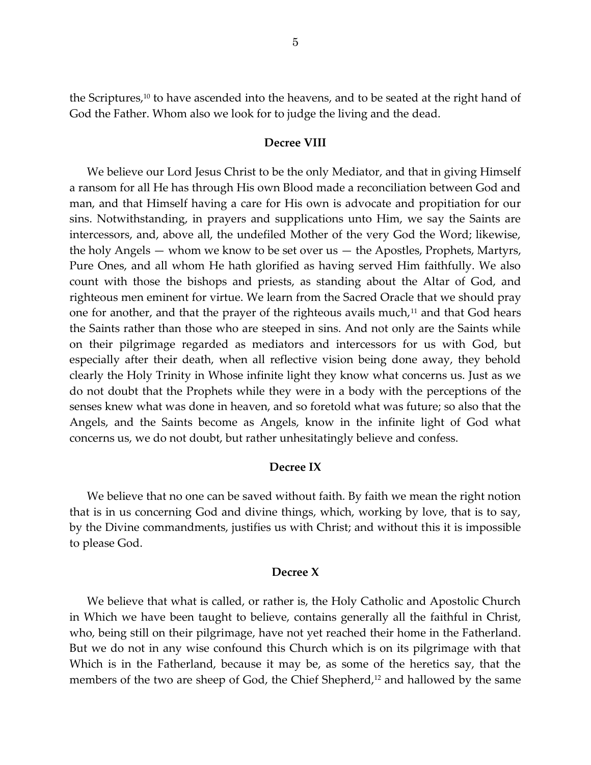the Scriptures,[10] to have ascended into the heavens, and to be seated at the right hand of God the Father. Whom also we look for to judge the living and the dead.

### Decree VIII

We believe our Lord Jesus Christ to be the only Mediator, and that in giving Himself a ransom for all He has through His own Blood made a reconciliation between God and man, and that Himself having a care for His own is advocate and propitiation for our sins. Notwithstanding, in prayers and supplications unto Him, we say the Saints are intercessors, and, above all, the undefiled Mother of the very God the Word; likewise, the holy Angels — whom we know to be set over us — the Apostles, Prophets, Martyrs, Pure Ones, and all whom He hath glorified as having served Him faithfully. We also count with those the bishops and priests, as standing about the Altar of God, and righteous men eminent for virtue. We learn from the Sacred Oracle that we should pray one for another, and that the prayer of the righteous avails much,[11] and that God hears the Saints rather than those who are steeped in sins. And not only are the Saints while on their pilgrimage regarded as mediators and intercessors for us with God, but especially after their death, when all reflective vision being done away, they behold clearly the Holy Trinity in Whose infinite light they know what concerns us. Just as we do not doubt that the Prophets while they were in a body with the perceptions of the senses knew what was done in heaven, and so foretold what was future; so also that the Angels, and the Saints become as Angels, know in the infinite light of God what concerns us, we do not doubt, but rather unhesitatingly believe and confess.

### Decree IX

We believe that no one can be saved without faith. By faith we mean the right notion that is in us concerning God and divine things, which, working by love, that is to say, by the Divine commandments, justifies us with Christ; and without this it is impossible to please God.

### Decree X

We believe that what is called, or rather is, the Holy Catholic and Apostolic Church in Which we have been taught to believe, contains generally all the faithful in Christ, who, being still on their pilgrimage, have not yet reached their home in the Fatherland. But we do not in any wise confound this Church which is on its pilgrimage with that Which is in the Fatherland, because it may be, as some of the heretics say, that the members of the two are sheep of God, the Chief Shepherd,[12] and hallowed by the same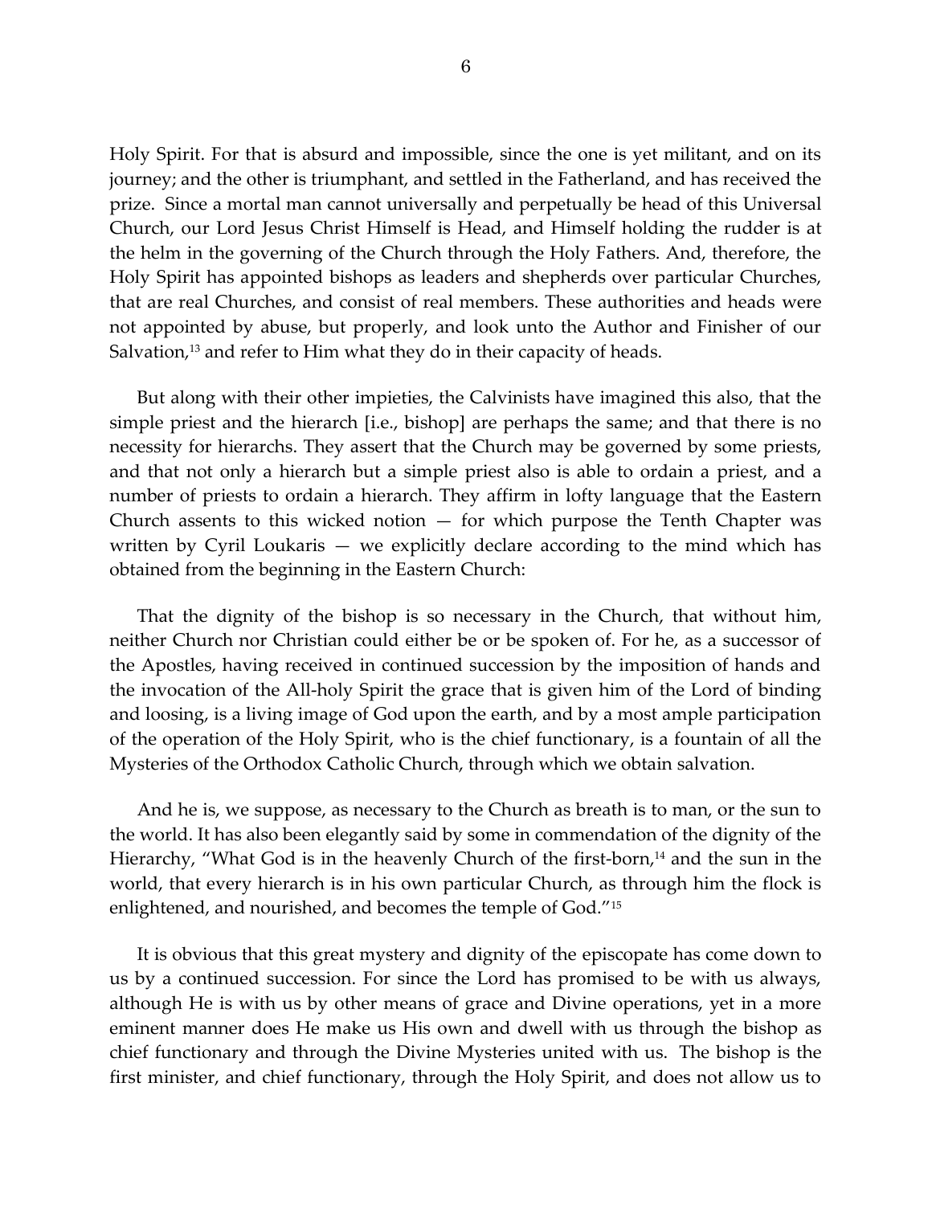Holy Spirit. For that is absurd and impossible, since the one is yet militant, and on its journey; and the other is triumphant, and settled in the Fatherland, and has received the prize. Since a mortal man cannot universally and perpetually be head of this Universal Church, our Lord Jesus Christ Himself is Head, and Himself holding the rudder is at the helm in the governing of the Church through the Holy Fathers. And, therefore, the Holy Spirit has appointed bishops as leaders and shepherds over particular Churches, that are real Churches, and consist of real members. These authorities and heads were not appointed by abuse, but properly, and look unto the Author and Finisher of our Salvation,[13] and refer to Him what they do in their capacity of heads.

But along with their other impieties, the Calvinists have imagined this also, that the simple priest and the hierarch [i.e., bishop] are perhaps the same; and that there is no necessity for hierarchs. They assert that the Church may be governed by some priests, and that not only a hierarch but a simple priest also is able to ordain a priest, and a number of priests to ordain a hierarch. They affirm in lofty language that the Eastern Church assents to this wicked notion — for which purpose the Tenth Chapter was written by Cyril Loukaris — we explicitly declare according to the mind which has obtained from the beginning in the Eastern Church:

That the dignity of the bishop is so necessary in the Church, that without him, neither Church nor Christian could either be or be spoken of. For he, as a successor of the Apostles, having received in continued succession by the imposition of hands and the invocation of the All-holy Spirit the grace that is given him of the Lord of binding and loosing, is a living image of God upon the earth, and by a most ample participation of the operation of the Holy Spirit, who is the chief functionary, is a fountain of all the Mysteries of the Orthodox Catholic Church, through which we obtain salvation.

And he is, we suppose, as necessary to the Church as breath is to man, or the sun to the world. It has also been elegantly said by some in commendation of the dignity of the Hierarchy, "What God is in the heavenly Church of the first-born,[14] and the sun in the world, that every hierarch is in his own particular Church, as through him the flock is enlightened, and nourished, and becomes the temple of God."[15]

It is obvious that this great mystery and dignity of the episcopate has come down to us by a continued succession. For since the Lord has promised to be with us always, although He is with us by other means of grace and Divine operations, yet in a more eminent manner does He make us His own and dwell with us through the bishop as chief functionary and through the Divine Mysteries united with us. The bishop is the first minister, and chief functionary, through the Holy Spirit, and does not allow us to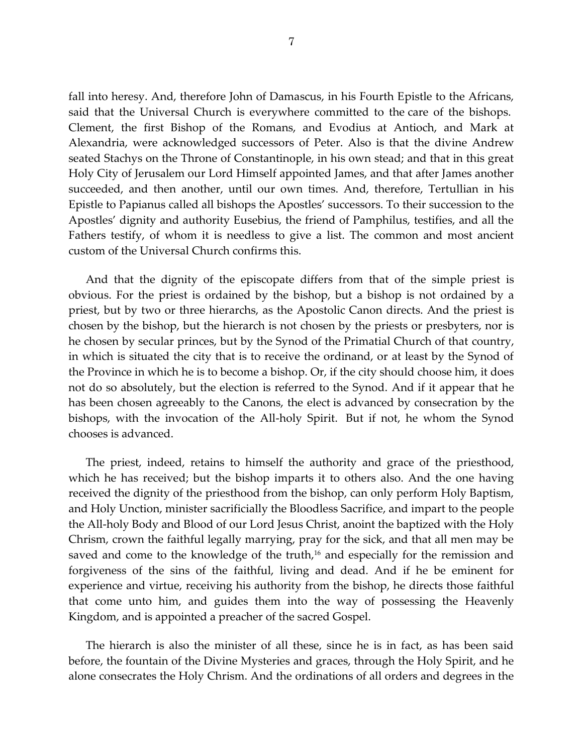fall into heresy. And, therefore John of Damascus, in his Fourth Epistle to the Africans, said that the Universal Church is everywhere committed to the care of the bishops. Clement, the first Bishop of the Romans, and Evodius at Antioch, and Mark at Alexandria, were acknowledged successors of Peter. Also is that the divine Andrew seated Stachys on the Throne of Constantinople, in his own stead; and that in this great Holy City of Jerusalem our Lord Himself appointed James, and that after James another succeeded, and then another, until our own times. And, therefore, Tertullian in his Epistle to Papianus called all bishops the Apostles' successors. To their succession to the Apostles' dignity and authority Eusebius, the friend of Pamphilus, testifies, and all the Fathers testify, of whom it is needless to give a list. The common and most ancient custom of the Universal Church confirms this.

And that the dignity of the episcopate differs from that of the simple priest is obvious. For the priest is ordained by the bishop, but a bishop is not ordained by a priest, but by two or three hierarchs, as the Apostolic Canon directs. And the priest is chosen by the bishop, but the hierarch is not chosen by the priests or presbyters, nor is he chosen by secular princes, but by the Synod of the Primatial Church of that country, in which is situated the city that is to receive the ordinand, or at least by the Synod of the Province in which he is to become a bishop. Or, if the city should choose him, it does not do so absolutely, but the election is referred to the Synod. And if it appear that he has been chosen agreeably to the Canons, the elect is advanced by consecration by the bishops, with the invocation of the All-holy Spirit. But if not, he whom the Synod chooses is advanced.

The priest, indeed, retains to himself the authority and grace of the priesthood, which he has received; but the bishop imparts it to others also. And the one having received the dignity of the priesthood from the bishop, can only perform Holy Baptism, and Holy Unction, minister sacrificially the Bloodless Sacrifice, and impart to the people the All-holy Body and Blood of our Lord Jesus Christ, anoint the baptized with the Holy Chrism, crown the faithful legally marrying, pray for the sick, and that all men may be saved and come to the knowledge of the truth,[16] and especially for the remission and forgiveness of the sins of the faithful, living and dead. And if he be eminent for experience and virtue, receiving his authority from the bishop, he directs those faithful that come unto him, and guides them into the way of possessing the Heavenly Kingdom, and is appointed a preacher of the sacred Gospel.

The hierarch is also the minister of all these, since he is in fact, as has been said before, the fountain of the Divine Mysteries and graces, through the Holy Spirit, and he alone consecrates the Holy Chrism. And the ordinations of all orders and degrees in the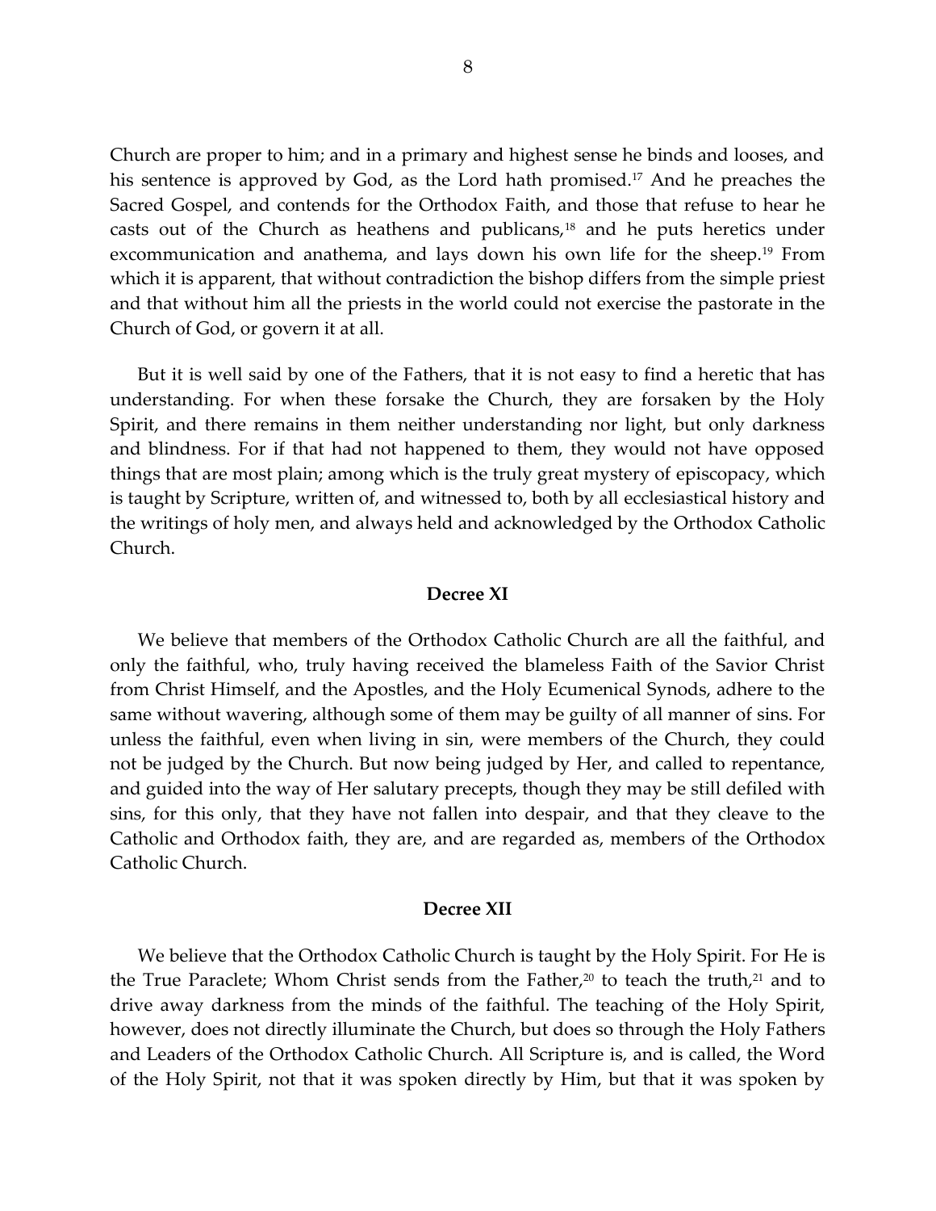Church are proper to him; and in a primary and highest sense he binds and looses, and his sentence is approved by God, as the Lord hath promised.[17] And he preaches the Sacred Gospel, and contends for the Orthodox Faith, and those that refuse to hear he casts out of the Church as heathens and publicans,[18] and he puts heretics under excommunication and anathema, and lays down his own life for the sheep.[19] From which it is apparent, that without contradiction the bishop differs from the simple priest and that without him all the priests in the world could not exercise the pastorate in the Church of God, or govern it at all.

But it is well said by one of the Fathers, that it is not easy to find a heretic that has understanding. For when these forsake the Church, they are forsaken by the Holy Spirit, and there remains in them neither understanding nor light, but only darkness and blindness. For if that had not happened to them, they would not have opposed things that are most plain; among which is the truly great mystery of episcopacy, which is taught by Scripture, written of, and witnessed to, both by all ecclesiastical history and the writings of holy men, and always held and acknowledged by the Orthodox Catholic Church.

## Decree XI

We believe that members of the Orthodox Catholic Church are all the faithful, and only the faithful, who, truly having received the blameless Faith of the Savior Christ from Christ Himself, and the Apostles, and the Holy Ecumenical Synods, adhere to the same without wavering, although some of them may be guilty of all manner of sins. For unless the faithful, even when living in sin, were members of the Church, they could not be judged by the Church. But now being judged by Her, and called to repentance, and guided into the way of Her salutary precepts, though they may be still defiled with sins, for this only, that they have not fallen into despair, and that they cleave to the Catholic and Orthodox faith, they are, and are regarded as, members of the Orthodox Catholic Church.

## Decree XII

We believe that the Orthodox Catholic Church is taught by the Holy Spirit. For He is the True Paraclete; Whom Christ sends from the Father,[20] to teach the truth,[21] and to drive away darkness from the minds of the faithful. The teaching of the Holy Spirit, however, does not directly illuminate the Church, but does so through the Holy Fathers and Leaders of the Orthodox Catholic Church. All Scripture is, and is called, the Word of the Holy Spirit, not that it was spoken directly by Him, but that it was spoken by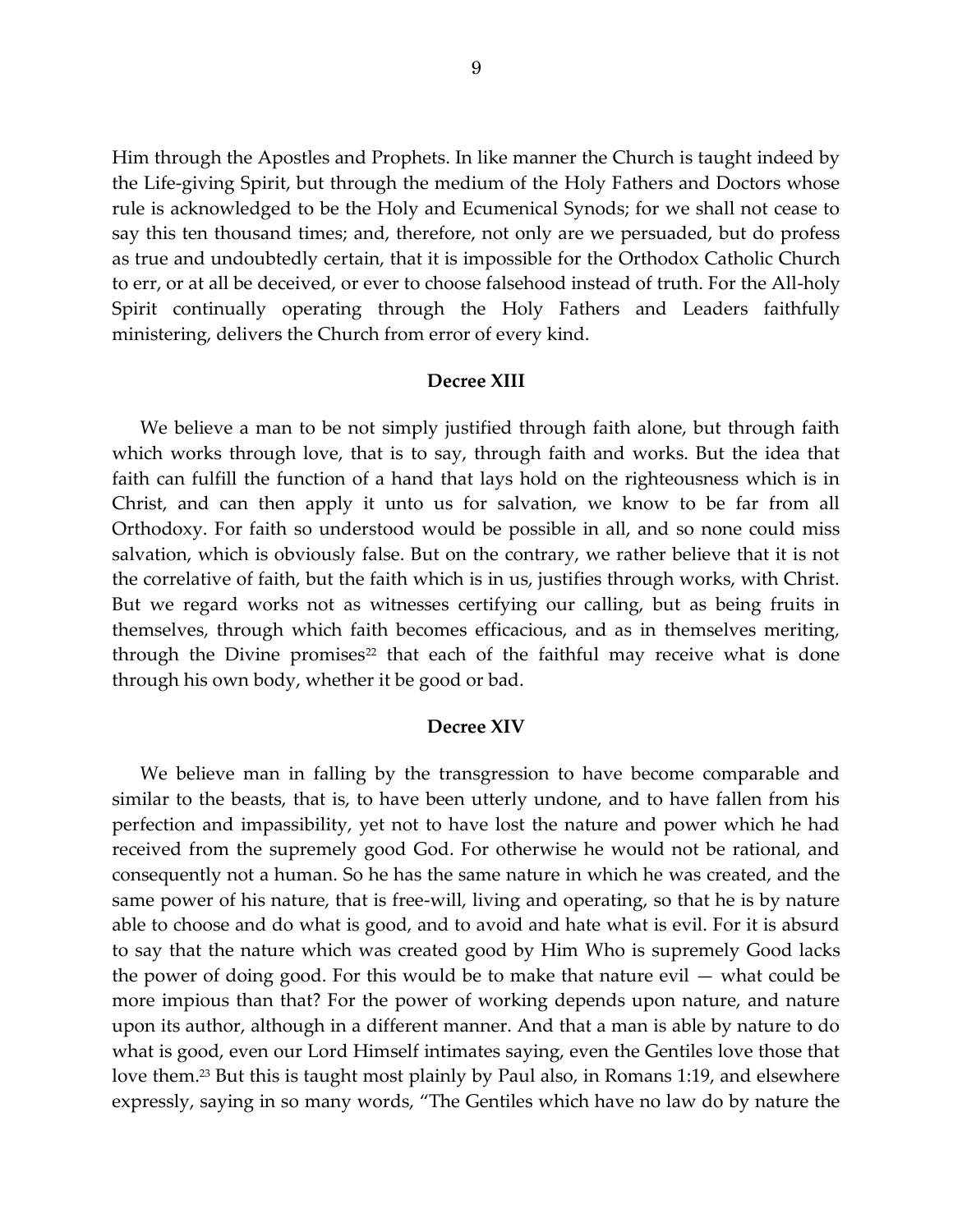Him through the Apostles and Prophets. In like manner the Church is taught indeed by the Life-giving Spirit, but through the medium of the Holy Fathers and Doctors whose rule is acknowledged to be the Holy and Ecumenical Synods; for we shall not cease to say this ten thousand times; and, therefore, not only are we persuaded, but do profess as true and undoubtedly certain, that it is impossible for the Orthodox Catholic Church to err, or at all be deceived, or ever to choose falsehood instead of truth. For the All-holy Spirit continually operating through the Holy Fathers and Leaders faithfully ministering, delivers the Church from error of every kind.

### Decree XIII

We believe a man to be not simply justified through faith alone, but through faith which works through love, that is to say, through faith and works. But the idea that faith can fulfill the function of a hand that lays hold on the righteousness which is in Christ, and can then apply it unto us for salvation, we know to be far from all Orthodoxy. For faith so understood would be possible in all, and so none could miss salvation, which is obviously false. But on the contrary, we rather believe that it is not the correlative of faith, but the faith which is in us, justifies through works, with Christ. But we regard works not as witnesses certifying our calling, but as being fruits in themselves, through which faith becomes efficacious, and as in themselves meriting, through the Divine promises[22] that each of the faithful may receive what is done through his own body, whether it be good or bad.

### Decree XIV

We believe man in falling by the transgression to have become comparable and similar to the beasts, that is, to have been utterly undone, and to have fallen from his perfection and impassibility, yet not to have lost the nature and power which he had received from the supremely good God. For otherwise he would not be rational, and consequently not a human. So he has the same nature in which he was created, and the same power of his nature, that is free-will, living and operating, so that he is by nature able to choose and do what is good, and to avoid and hate what is evil. For it is absurd to say that the nature which was created good by Him Who is supremely Good lacks the power of doing good. For this would be to make that nature evil — what could be more impious than that? For the power of working depends upon nature, and nature upon its author, although in a different manner. And that a man is able by nature to do what is good, even our Lord Himself intimates saying, even the Gentiles love those that love them.[23] But this is taught most plainly by Paul also, in Romans 1:19, and elsewhere expressly, saying in so many words, "The Gentiles which have no law do by nature the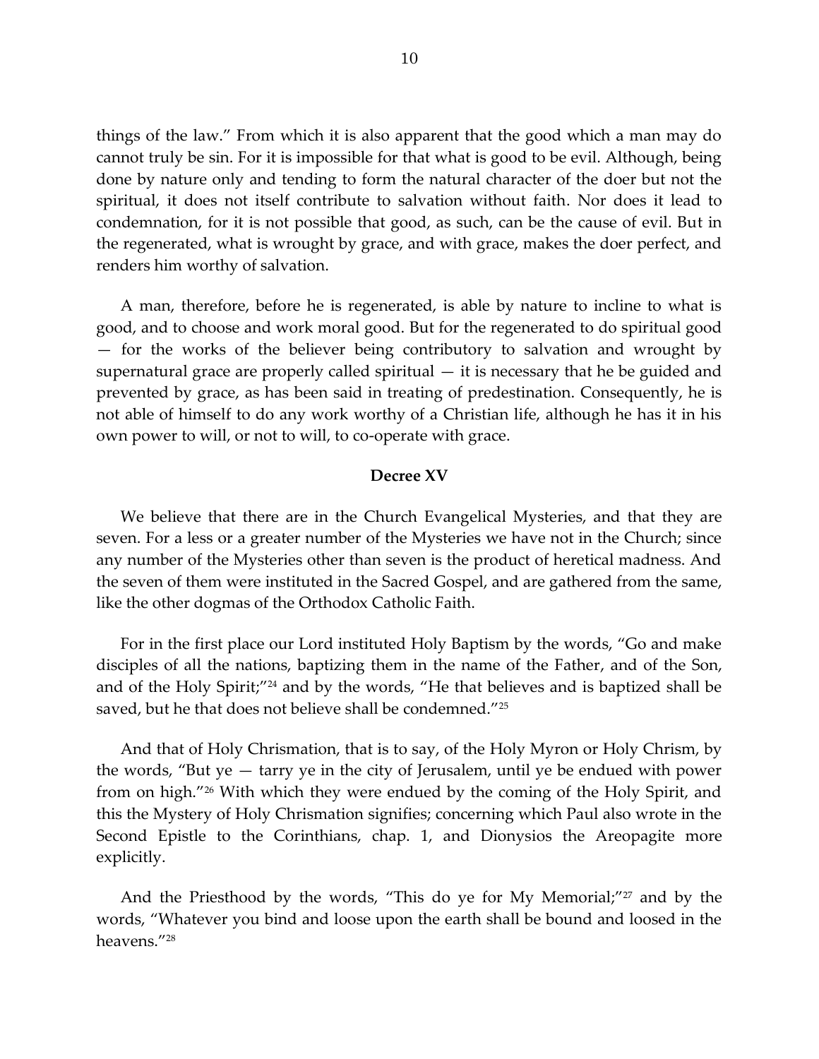things of the law." From which it is also apparent that the good which a man may do cannot truly be sin. For it is impossible for that what is good to be evil. Although, being done by nature only and tending to form the natural character of the doer but not the spiritual, it does not itself contribute to salvation without faith. Nor does it lead to condemnation, for it is not possible that good, as such, can be the cause of evil. But in the regenerated, what is wrought by grace, and with grace, makes the doer perfect, and renders him worthy of salvation.

A man, therefore, before he is regenerated, is able by nature to incline to what is good, and to choose and work moral good. But for the regenerated to do spiritual good — for the works of the believer being contributory to salvation and wrought by supernatural grace are properly called spiritual — it is necessary that he be guided and prevented by grace, as has been said in treating of predestination. Consequently, he is not able of himself to do any work worthy of a Christian life, although he has it in his own power to will, or not to will, to co-operate with grace.

## Decree XV

We believe that there are in the Church Evangelical Mysteries, and that they are seven. For a less or a greater number of the Mysteries we have not in the Church; since any number of the Mysteries other than seven is the product of heretical madness. And the seven of them were instituted in the Sacred Gospel, and are gathered from the same, like the other dogmas of the Orthodox Catholic Faith.

For in the first place our Lord instituted Holy Baptism by the words, "Go and make disciples of all the nations, baptizing them in the name of the Father, and of the Son, and of the Holy Spirit;"[24] and by the words, "He that believes and is baptized shall be saved, but he that does not believe shall be condemned."[25]

And that of Holy Chrismation, that is to say, of the Holy Myron or Holy Chrism, by the words, "But ye — tarry ye in the city of Jerusalem, until ye be endued with power from on high."[26] With which they were endued by the coming of the Holy Spirit, and this the Mystery of Holy Chrismation signifies; concerning which Paul also wrote in the Second Epistle to the Corinthians, chap. 1, and Dionysios the Areopagite more explicitly.

And the Priesthood by the words, "This do ye for My Memorial;"[27] and by the words, "Whatever you bind and loose upon the earth shall be bound and loosed in the heavens."[28]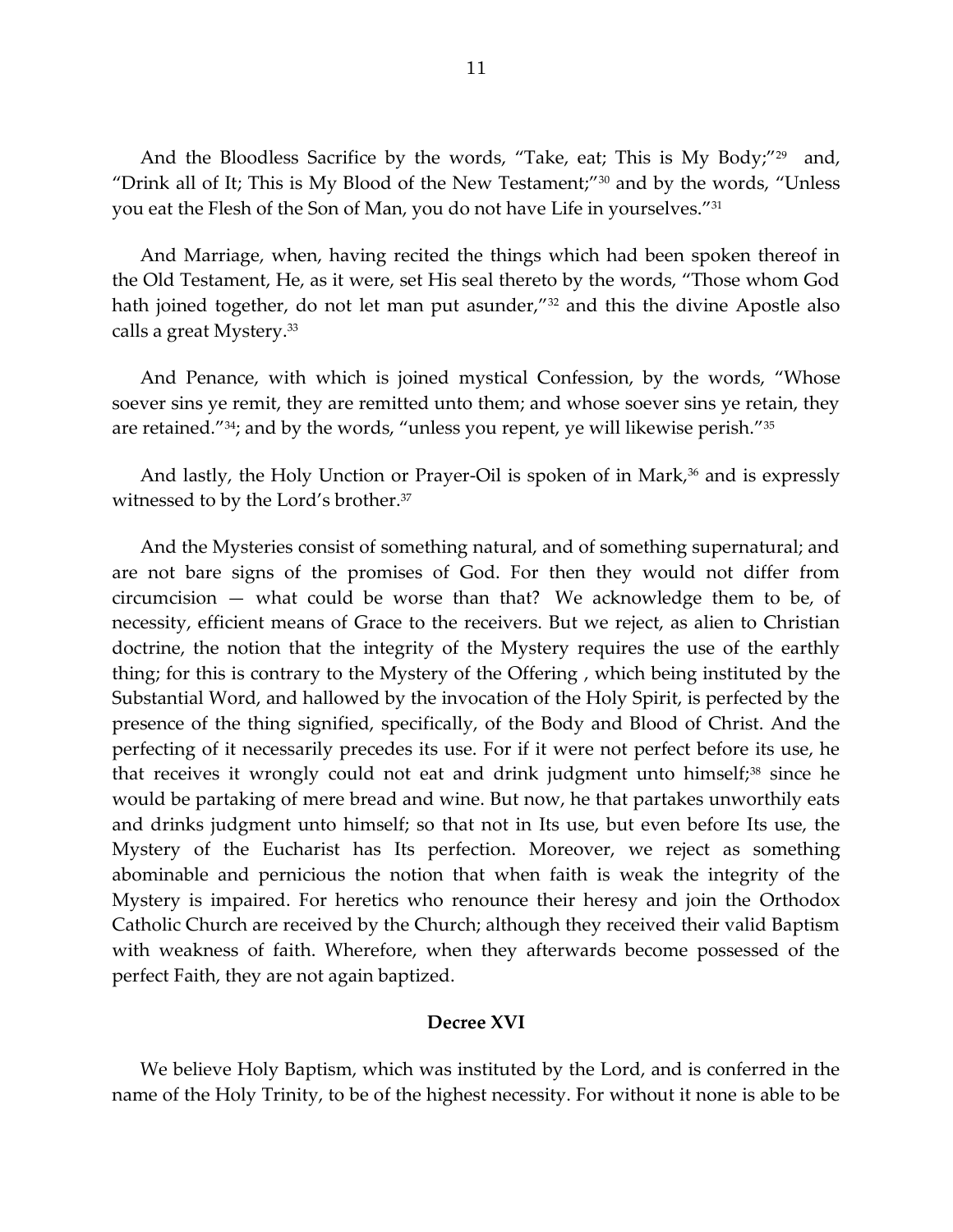And the Bloodless Sacrifice by the words, “Take, eat; This is My Body;”[29] and, “Drink all of It; This is My Blood of the New Testament;”[30] and by the words, “Unless you eat the Flesh of the Son of Man, you do not have Life in yourselves.”[31]

And Marriage, when, having recited the things which had been spoken thereof in the Old Testament, He, as it were, set His seal thereto by the words, “Those whom God hath joined together, do not let man put asunder,”[32] and this the divine Apostle also calls a great Mystery.[33]

And Penance, with which is joined mystical Confession, by the words, “Whose soever sins ye remit, they are remitted unto them; and whose soever sins ye retain, they are retained.”[34]; and by the words, “unless you repent, ye will likewise perish.”[35]

And lastly, the Holy Unction or Prayer-Oil is spoken of in Mark,[36] and is expressly witnessed to by the Lord’s brother.[37]

And the Mysteries consist of something natural, and of something supernatural; and are not bare signs of the promises of God. For then they would not differ from circumcision — what could be worse than that? We acknowledge them to be, of necessity, efficient means of Grace to the receivers. But we reject, as alien to Christian doctrine, the notion that the integrity of the Mystery requires the use of the earthly thing; for this is contrary to the Mystery of the Offering , which being instituted by the Substantial Word, and hallowed by the invocation of the Holy Spirit, is perfected by the presence of the thing signified, specifically, of the Body and Blood of Christ. And the perfecting of it necessarily precedes its use. For if it were not perfect before its use, he that receives it wrongly could not eat and drink judgment unto himself;[38] since he would be partaking of mere bread and wine. But now, he that partakes unworthily eats and drinks judgment unto himself; so that not in Its use, but even before Its use, the Mystery of the Eucharist has Its perfection. Moreover, we reject as something abominable and pernicious the notion that when faith is weak the integrity of the Mystery is impaired. For heretics who renounce their heresy and join the Orthodox Catholic Church are received by the Church; although they received their valid Baptism with weakness of faith. Wherefore, when they afterwards become possessed of the perfect Faith, they are not again baptized.

### Decree XVI

We believe Holy Baptism, which was instituted by the Lord, and is conferred in the name of the Holy Trinity, to be of the highest necessity. For without it none is able to be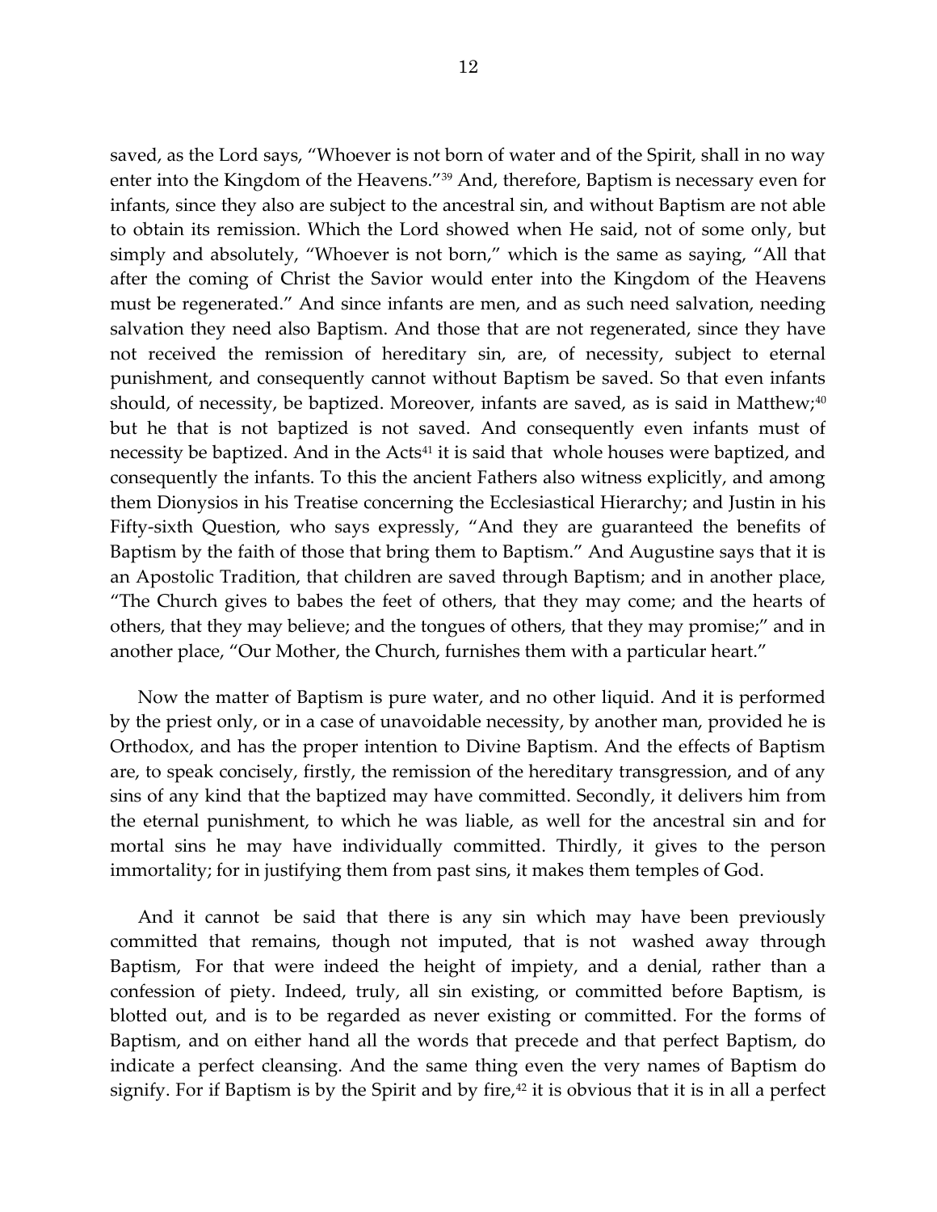saved, as the Lord says, "Whoever is not born of water and of the Spirit, shall in no way enter into the Kingdom of the Heavens."[39] And, therefore, Baptism is necessary even for infants, since they also are subject to the ancestral sin, and without Baptism are not able to obtain its remission. Which the Lord showed when He said, not of some only, but simply and absolutely, "Whoever is not born," which is the same as saying, "All that after the coming of Christ the Savior would enter into the Kingdom of the Heavens must be regenerated." And since infants are men, and as such need salvation, needing salvation they need also Baptism. And those that are not regenerated, since they have not received the remission of hereditary sin, are, of necessity, subject to eternal punishment, and consequently cannot without Baptism be saved. So that even infants should, of necessity, be baptized. Moreover, infants are saved, as is said in Matthew;[40] but he that is not baptized is not saved. And consequently even infants must of necessity be baptized. And in the Acts[41] it is said that whole houses were baptized, and consequently the infants. To this the ancient Fathers also witness explicitly, and among them Dionysios in his Treatise concerning the Ecclesiastical Hierarchy; and Justin in his Fifty-sixth Question, who says expressly, "And they are guaranteed the benefits of Baptism by the faith of those that bring them to Baptism." And Augustine says that it is an Apostolic Tradition, that children are saved through Baptism; and in another place, "The Church gives to babes the feet of others, that they may come; and the hearts of others, that they may believe; and the tongues of others, that they may promise;" and in another place, "Our Mother, the Church, furnishes them with a particular heart."

Now the matter of Baptism is pure water, and no other liquid. And it is performed by the priest only, or in a case of unavoidable necessity, by another man, provided he is Orthodox, and has the proper intention to Divine Baptism. And the effects of Baptism are, to speak concisely, firstly, the remission of the hereditary transgression, and of any sins of any kind that the baptized may have committed. Secondly, it delivers him from the eternal punishment, to which he was liable, as well for the ancestral sin and for mortal sins he may have individually committed. Thirdly, it gives to the person immortality; for in justifying them from past sins, it makes them temples of God.

And it cannot be said that there is any sin which may have been previously committed that remains, though not imputed, that is not washed away through Baptism, For that were indeed the height of impiety, and a denial, rather than a confession of piety. Indeed, truly, all sin existing, or committed before Baptism, is blotted out, and is to be regarded as never existing or committed. For the forms of Baptism, and on either hand all the words that precede and that perfect Baptism, do indicate a perfect cleansing. And the same thing even the very names of Baptism do signify. For if Baptism is by the Spirit and by fire,[42] it is obvious that it is in all a perfect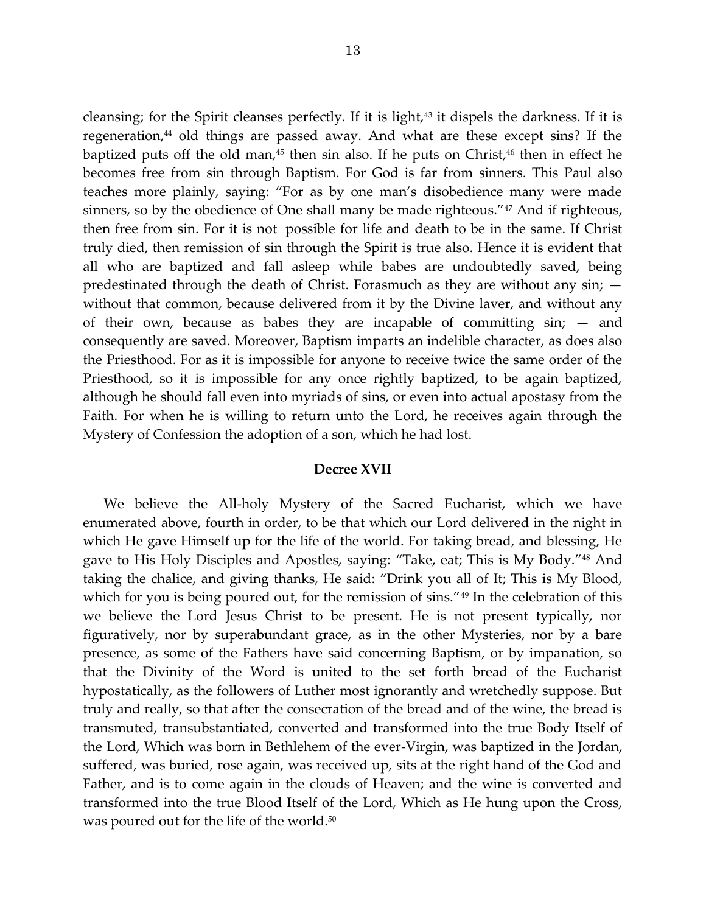cleansing; for the Spirit cleanses perfectly. If it is light,[43] it dispels the darkness. If it is regeneration,[44] old things are passed away. And what are these except sins? If the baptized puts off the old man,[45] then sin also. If he puts on Christ,[46] then in effect he becomes free from sin through Baptism. For God is far from sinners. This Paul also teaches more plainly, saying: "For as by one man's disobedience many were made sinners, so by the obedience of One shall many be made righteous."[47] And if righteous, then free from sin. For it is not possible for life and death to be in the same. If Christ truly died, then remission of sin through the Spirit is true also. Hence it is evident that all who are baptized and fall asleep while babes are undoubtedly saved, being predestinated through the death of Christ. Forasmuch as they are without any sin; — without that common, because delivered from it by the Divine laver, and without any of their own, because as babes they are incapable of committing sin; — and consequently are saved. Moreover, Baptism imparts an indelible character, as does also the Priesthood. For as it is impossible for anyone to receive twice the same order of the Priesthood, so it is impossible for any once rightly baptized, to be again baptized, although he should fall even into myriads of sins, or even into actual apostasy from the Faith. For when he is willing to return unto the Lord, he receives again through the Mystery of Confession the adoption of a son, which he had lost.

### Decree XVII

We believe the All-holy Mystery of the Sacred Eucharist, which we have enumerated above, fourth in order, to be that which our Lord delivered in the night in which He gave Himself up for the life of the world. For taking bread, and blessing, He gave to His Holy Disciples and Apostles, saying: "Take, eat; This is My Body."[48] And taking the chalice, and giving thanks, He said: "Drink you all of It; This is My Blood, which for you is being poured out, for the remission of sins."[49] In the celebration of this we believe the Lord Jesus Christ to be present. He is not present typically, nor figuratively, nor by superabundant grace, as in the other Mysteries, nor by a bare presence, as some of the Fathers have said concerning Baptism, or by impanation, so that the Divinity of the Word is united to the set forth bread of the Eucharist hypostatically, as the followers of Luther most ignorantly and wretchedly suppose. But truly and really, so that after the consecration of the bread and of the wine, the bread is transmuted, transubstantiated, converted and transformed into the true Body Itself of the Lord, Which was born in Bethlehem of the ever-Virgin, was baptized in the Jordan, suffered, was buried, rose again, was received up, sits at the right hand of the God and Father, and is to come again in the clouds of Heaven; and the wine is converted and transformed into the true Blood Itself of the Lord, Which as He hung upon the Cross, was poured out for the life of the world.[50]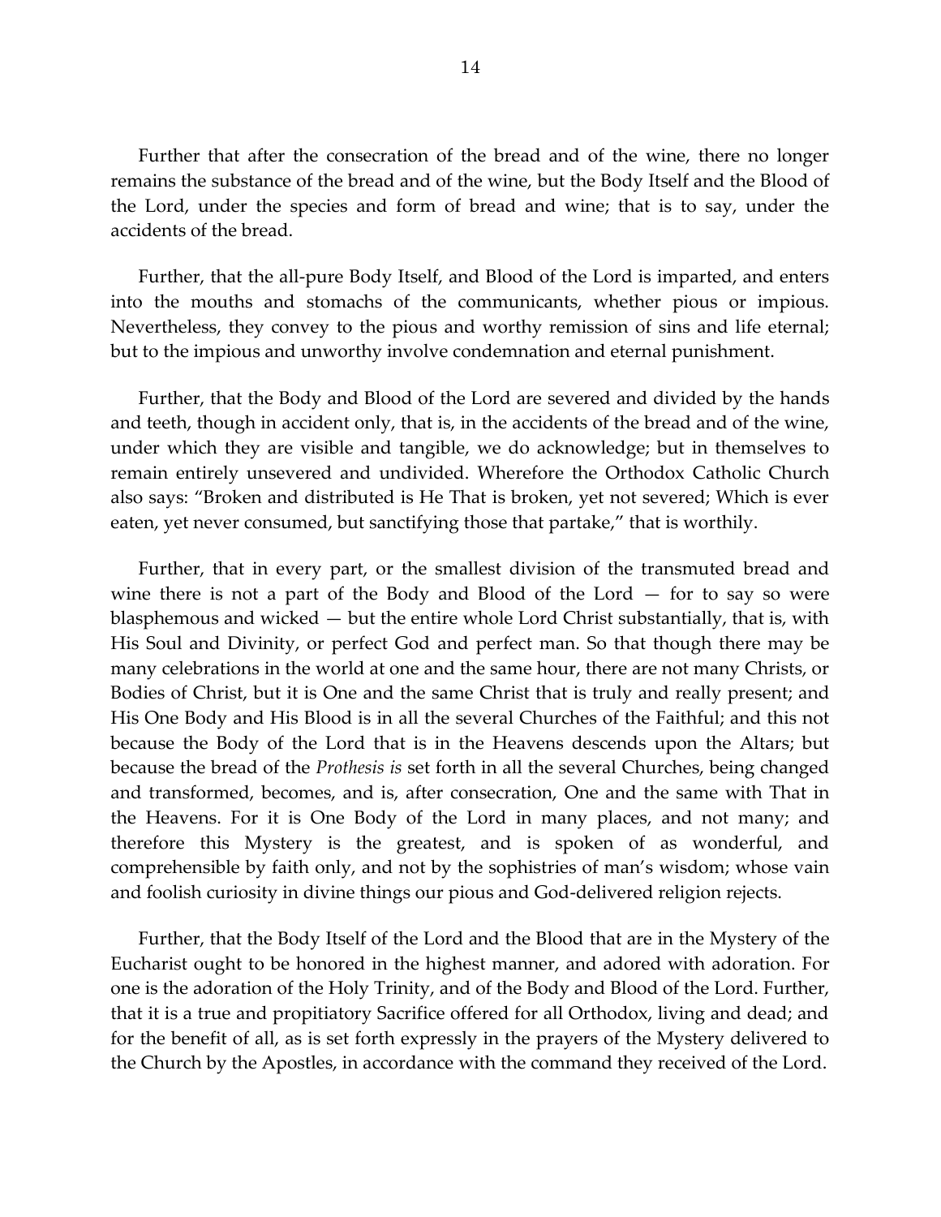Further that after the consecration of the bread and of the wine, there no longer remains the substance of the bread and of the wine, but the Body Itself and the Blood of the Lord, under the species and form of bread and wine; that is to say, under the accidents of the bread.

Further, that the all-pure Body Itself, and Blood of the Lord is imparted, and enters into the mouths and stomachs of the communicants, whether pious or impious. Nevertheless, they convey to the pious and worthy remission of sins and life eternal; but to the impious and unworthy involve condemnation and eternal punishment.

Further, that the Body and Blood of the Lord are severed and divided by the hands and teeth, though in accident only, that is, in the accidents of the bread and of the wine, under which they are visible and tangible, we do acknowledge; but in themselves to remain entirely unsevered and undivided. Wherefore the Orthodox Catholic Church also says: "Broken and distributed is He That is broken, yet not severed; Which is ever eaten, yet never consumed, but sanctifying those that partake," that is worthily.

Further, that in every part, or the smallest division of the transmuted bread and wine there is not a part of the Body and Blood of the Lord — for to say so were blasphemous and wicked — but the entire whole Lord Christ substantially, that is, with His Soul and Divinity, or perfect God and perfect man. So that though there may be many celebrations in the world at one and the same hour, there are not many Christs, or Bodies of Christ, but it is One and the same Christ that is truly and really present; and His One Body and His Blood is in all the several Churches of the Faithful; and this not because the Body of the Lord that is in the Heavens descends upon the Altars; but because the bread of the *Prothesis is* set forth in all the several Churches, being changed and transformed, becomes, and is, after consecration, One and the same with That in the Heavens. For it is One Body of the Lord in many places, and not many; and therefore this Mystery is the greatest, and is spoken of as wonderful, and comprehensible by faith only, and not by the sophistries of man's wisdom; whose vain and foolish curiosity in divine things our pious and God-delivered religion rejects.

Further, that the Body Itself of the Lord and the Blood that are in the Mystery of the Eucharist ought to be honored in the highest manner, and adored with adoration. For one is the adoration of the Holy Trinity, and of the Body and Blood of the Lord. Further, that it is a true and propitiatory Sacrifice offered for all Orthodox, living and dead; and for the benefit of all, as is set forth expressly in the prayers of the Mystery delivered to the Church by the Apostles, in accordance with the command they received of the Lord.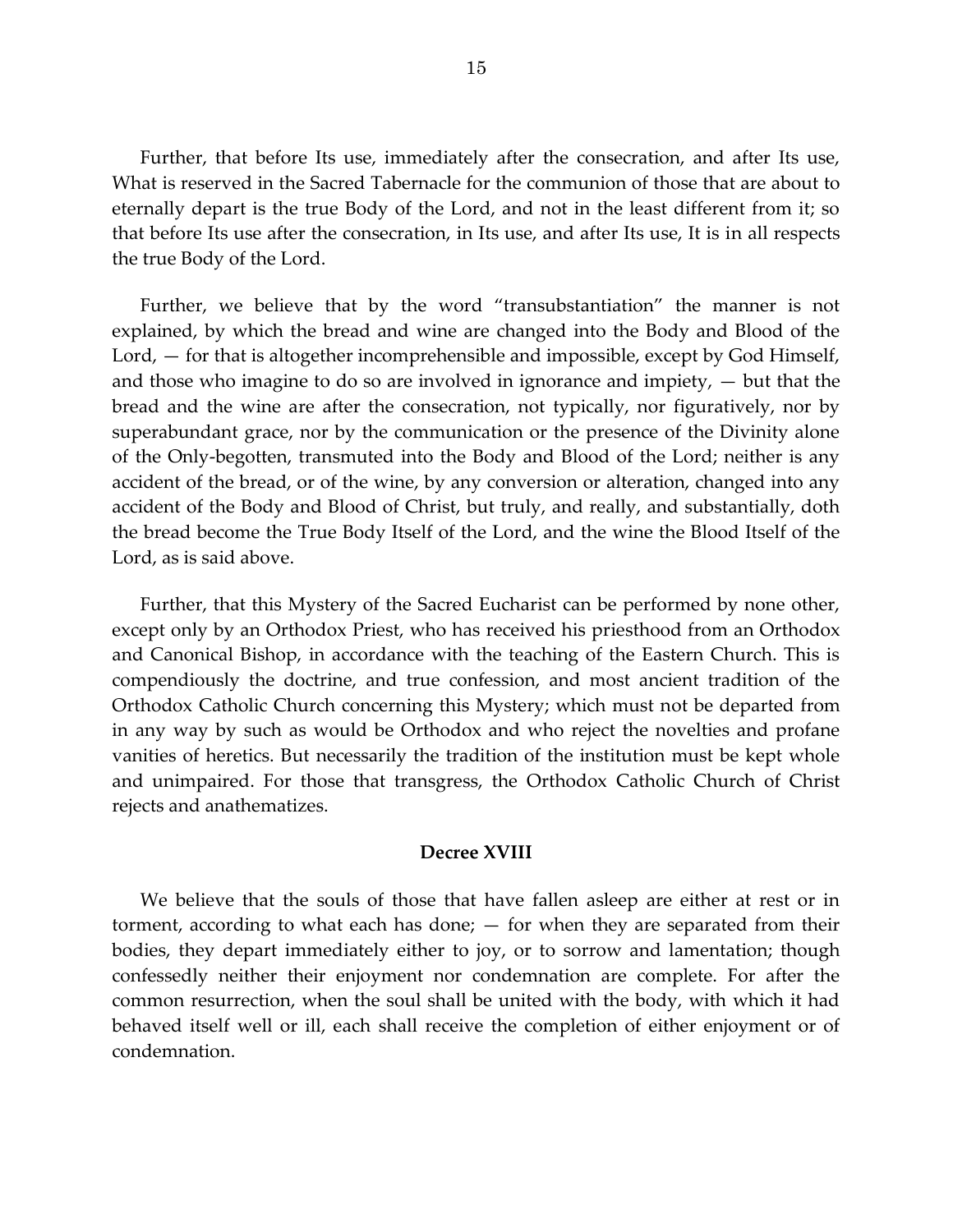Further, that before Its use, immediately after the consecration, and after Its use, What is reserved in the Sacred Tabernacle for the communion of those that are about to eternally depart is the true Body of the Lord, and not in the least different from it; so that before Its use after the consecration, in Its use, and after Its use, It is in all respects the true Body of the Lord.

Further, we believe that by the word "transubstantiation" the manner is not explained, by which the bread and wine are changed into the Body and Blood of the Lord, — for that is altogether incomprehensible and impossible, except by God Himself, and those who imagine to do so are involved in ignorance and impiety, — but that the bread and the wine are after the consecration, not typically, nor figuratively, nor by superabundant grace, nor by the communication or the presence of the Divinity alone of the Only-begotten, transmuted into the Body and Blood of the Lord; neither is any accident of the bread, or of the wine, by any conversion or alteration, changed into any accident of the Body and Blood of Christ, but truly, and really, and substantially, doth the bread become the True Body Itself of the Lord, and the wine the Blood Itself of the Lord, as is said above.

Further, that this Mystery of the Sacred Eucharist can be performed by none other, except only by an Orthodox Priest, who has received his priesthood from an Orthodox and Canonical Bishop, in accordance with the teaching of the Eastern Church. This is compendiously the doctrine, and true confession, and most ancient tradition of the Orthodox Catholic Church concerning this Mystery; which must not be departed from in any way by such as would be Orthodox and who reject the novelties and profane vanities of heretics. But necessarily the tradition of the institution must be kept whole and unimpaired. For those that transgress, the Orthodox Catholic Church of Christ rejects and anathematizes.

## Decree XVIII

We believe that the souls of those that have fallen asleep are either at rest or in torment, according to what each has done; — for when they are separated from their bodies, they depart immediately either to joy, or to sorrow and lamentation; though confessedly neither their enjoyment nor condemnation are complete. For after the common resurrection, when the soul shall be united with the body, with which it had behaved itself well or ill, each shall receive the completion of either enjoyment or of condemnation.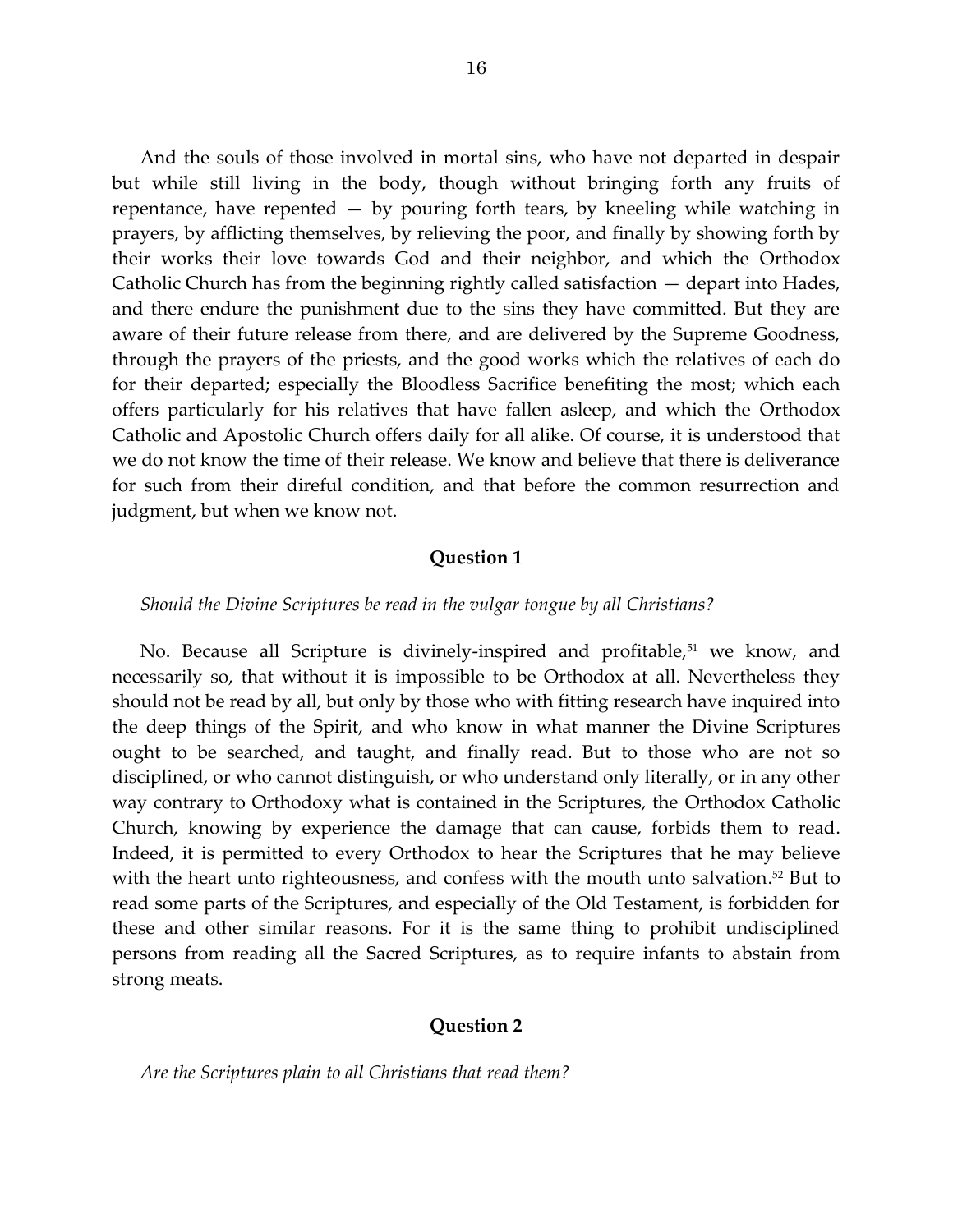And the souls of those involved in mortal sins, who have not departed in despair but while still living in the body, though without bringing forth any fruits of repentance, have repented — by pouring forth tears, by kneeling while watching in prayers, by afflicting themselves, by relieving the poor, and finally by showing forth by their works their love towards God and their neighbor, and which the Orthodox Catholic Church has from the beginning rightly called satisfaction — depart into Hades, and there endure the punishment due to the sins they have committed. But they are aware of their future release from there, and are delivered by the Supreme Goodness, through the prayers of the priests, and the good works which the relatives of each do for their departed; especially the Bloodless Sacrifice benefiting the most; which each offers particularly for his relatives that have fallen asleep, and which the Orthodox Catholic and Apostolic Church offers daily for all alike. Of course, it is understood that we do not know the time of their release. We know and believe that there is deliverance for such from their direful condition, and that before the common resurrection and judgment, but when we know not.

### Question 1

*Should the Divine Scriptures be read in the vulgar tongue by all Christians?*

No. Because all Scripture is divinely-inspired and profitable,[51] we know, and necessarily so, that without it is impossible to be Orthodox at all. Nevertheless they should not be read by all, but only by those who with fitting research have inquired into the deep things of the Spirit, and who know in what manner the Divine Scriptures ought to be searched, and taught, and finally read. But to those who are not so disciplined, or who cannot distinguish, or who understand only literally, or in any other way contrary to Orthodoxy what is contained in the Scriptures, the Orthodox Catholic Church, knowing by experience the damage that can cause, forbids them to read. Indeed, it is permitted to every Orthodox to hear the Scriptures that he may believe with the heart unto righteousness, and confess with the mouth unto salvation.[52] But to read some parts of the Scriptures, and especially of the Old Testament, is forbidden for these and other similar reasons. For it is the same thing to prohibit undisciplined persons from reading all the Sacred Scriptures, as to require infants to abstain from strong meats.

### Question 2

*Are the Scriptures plain to all Christians that read them?*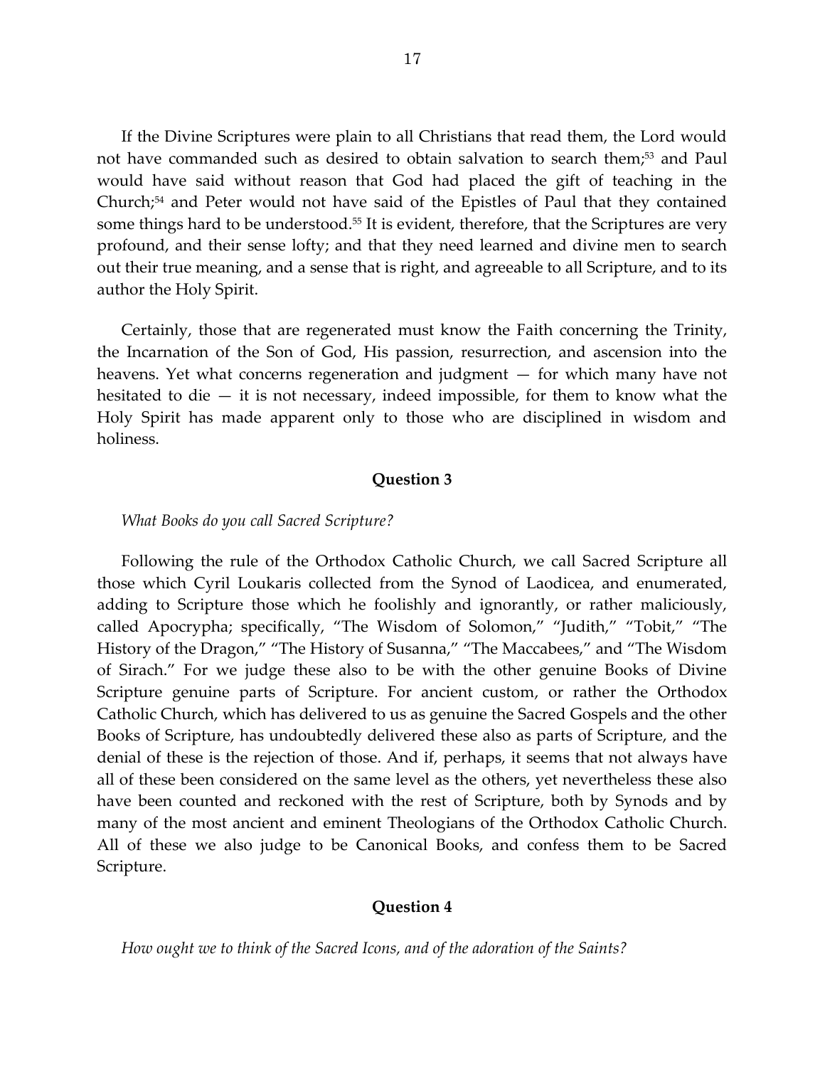If the Divine Scriptures were plain to all Christians that read them, the Lord would not have commanded such as desired to obtain salvation to search them;[53] and Paul would have said without reason that God had placed the gift of teaching in the Church;[54] and Peter would not have said of the Epistles of Paul that they contained some things hard to be understood.[55] It is evident, therefore, that the Scriptures are very profound, and their sense lofty; and that they need learned and divine men to search out their true meaning, and a sense that is right, and agreeable to all Scripture, and to its author the Holy Spirit.

Certainly, those that are regenerated must know the Faith concerning the Trinity, the Incarnation of the Son of God, His passion, resurrection, and ascension into the heavens. Yet what concerns regeneration and judgment — for which many have not hesitated to die — it is not necessary, indeed impossible, for them to know what the Holy Spirit has made apparent only to those who are disciplined in wisdom and holiness.

### Question 3

*What Books do you call Sacred Scripture?*

Following the rule of the Orthodox Catholic Church, we call Sacred Scripture all those which Cyril Loukaris collected from the Synod of Laodicea, and enumerated, adding to Scripture those which he foolishly and ignorantly, or rather maliciously, called Apocrypha; specifically, "The Wisdom of Solomon," "Judith," "Tobit," "The History of the Dragon," "The History of Susanna," "The Maccabees," and "The Wisdom of Sirach." For we judge these also to be with the other genuine Books of Divine Scripture genuine parts of Scripture. For ancient custom, or rather the Orthodox Catholic Church, which has delivered to us as genuine the Sacred Gospels and the other Books of Scripture, has undoubtedly delivered these also as parts of Scripture, and the denial of these is the rejection of those. And if, perhaps, it seems that not always have all of these been considered on the same level as the others, yet nevertheless these also have been counted and reckoned with the rest of Scripture, both by Synods and by many of the most ancient and eminent Theologians of the Orthodox Catholic Church. All of these we also judge to be Canonical Books, and confess them to be Sacred Scripture.

### Question 4

*How ought we to think of the Sacred Icons, and of the adoration of the Saints?*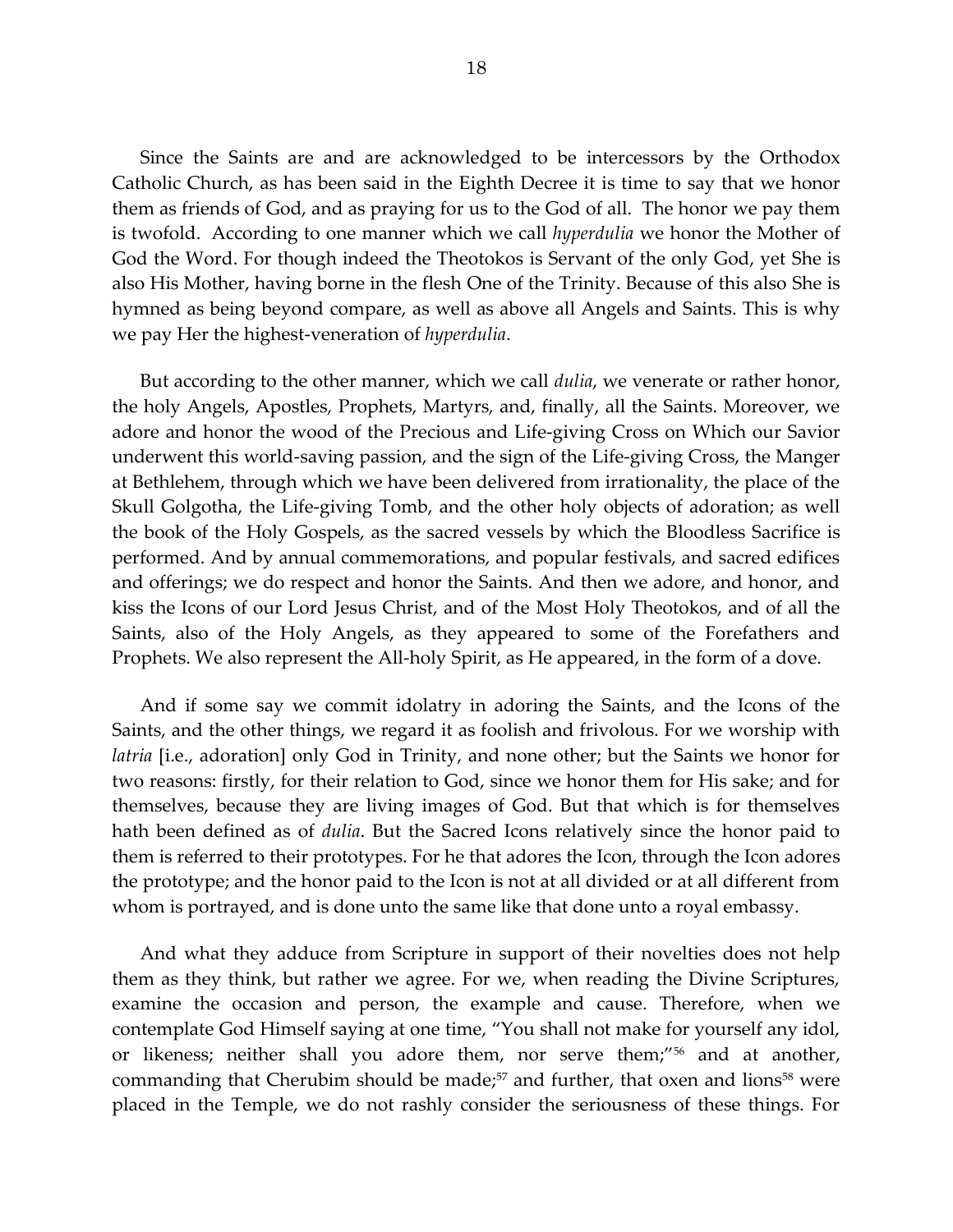Since the Saints are and are acknowledged to be intercessors by the Orthodox Catholic Church, as has been said in the Eighth Decree it is time to say that we honor them as friends of God, and as praying for us to the God of all. The honor we pay them is twofold. According to one manner which we call *hyperdulia* we honor the Mother of God the Word. For though indeed the Theotokos is Servant of the only God, yet She is also His Mother, having borne in the flesh One of the Trinity. Because of this also She is hymned as being beyond compare, as well as above all Angels and Saints. This is why we pay Her the highest-veneration of *hyperdulia*.

But according to the other manner, which we call *dulia*, we venerate or rather honor, the holy Angels, Apostles, Prophets, Martyrs, and, finally, all the Saints. Moreover, we adore and honor the wood of the Precious and Life-giving Cross on Which our Savior underwent this world-saving passion, and the sign of the Life-giving Cross, the Manger at Bethlehem, through which we have been delivered from irrationality, the place of the Skull Golgotha, the Life-giving Tomb, and the other holy objects of adoration; as well the book of the Holy Gospels, as the sacred vessels by which the Bloodless Sacrifice is performed. And by annual commemorations, and popular festivals, and sacred edifices and offerings; we do respect and honor the Saints. And then we adore, and honor, and kiss the Icons of our Lord Jesus Christ, and of the Most Holy Theotokos, and of all the Saints, also of the Holy Angels, as they appeared to some of the Forefathers and Prophets. We also represent the All-holy Spirit, as He appeared, in the form of a dove.

And if some say we commit idolatry in adoring the Saints, and the Icons of the Saints, and the other things, we regard it as foolish and frivolous. For we worship with *latria* [i.e., adoration] only God in Trinity, and none other; but the Saints we honor for two reasons: firstly, for their relation to God, since we honor them for His sake; and for themselves, because they are living images of God. But that which is for themselves hath been defined as of *dulia*. But the Sacred Icons relatively since the honor paid to them is referred to their prototypes. For he that adores the Icon, through the Icon adores the prototype; and the honor paid to the Icon is not at all divided or at all different from whom is portrayed, and is done unto the same like that done unto a royal embassy.

And what they adduce from Scripture in support of their novelties does not help them as they think, but rather we agree. For we, when reading the Divine Scriptures, examine the occasion and person, the example and cause. Therefore, when we contemplate God Himself saying at one time, "You shall not make for yourself any idol, or likeness; neither shall you adore them, nor serve them;"[56] and at another, commanding that Cherubim should be made;[57] and further, that oxen and lions[58] were placed in the Temple, we do not rashly consider the seriousness of these things. For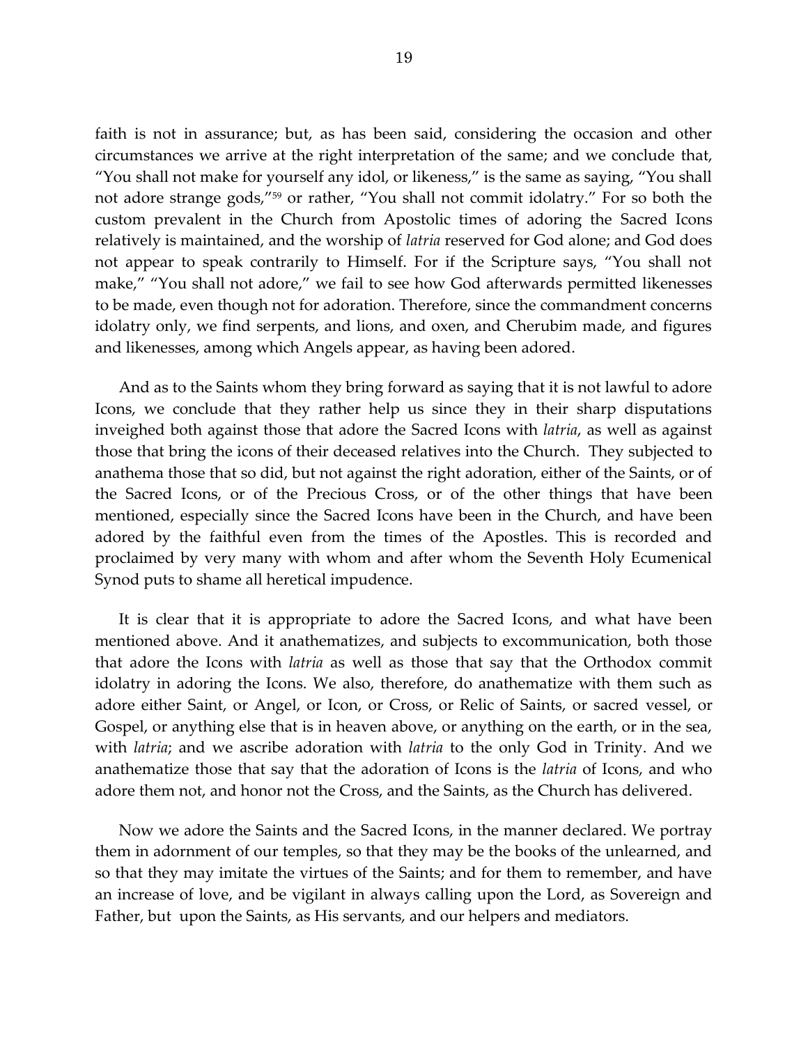faith is not in assurance; but, as has been said, considering the occasion and other circumstances we arrive at the right interpretation of the same; and we conclude that, "You shall not make for yourself any idol, or likeness," is the same as saying, "You shall not adore strange gods,"[59] or rather, "You shall not commit idolatry." For so both the custom prevalent in the Church from Apostolic times of adoring the Sacred Icons relatively is maintained, and the worship of *latria* reserved for God alone; and God does not appear to speak contrarily to Himself. For if the Scripture says, "You shall not make," "You shall not adore," we fail to see how God afterwards permitted likenesses to be made, even though not for adoration. Therefore, since the commandment concerns idolatry only, we find serpents, and lions, and oxen, and Cherubim made, and figures and likenesses, among which Angels appear, as having been adored.

And as to the Saints whom they bring forward as saying that it is not lawful to adore Icons, we conclude that they rather help us since they in their sharp disputations inveighed both against those that adore the Sacred Icons with *latria*, as well as against those that bring the icons of their deceased relatives into the Church. They subjected to anathema those that so did, but not against the right adoration, either of the Saints, or of the Sacred Icons, or of the Precious Cross, or of the other things that have been mentioned, especially since the Sacred Icons have been in the Church, and have been adored by the faithful even from the times of the Apostles. This is recorded and proclaimed by very many with whom and after whom the Seventh Holy Ecumenical Synod puts to shame all heretical impudence.

It is clear that it is appropriate to adore the Sacred Icons, and what have been mentioned above. And it anathematizes, and subjects to excommunication, both those that adore the Icons with *latria* as well as those that say that the Orthodox commit idolatry in adoring the Icons. We also, therefore, do anathematize with them such as adore either Saint, or Angel, or Icon, or Cross, or Relic of Saints, or sacred vessel, or Gospel, or anything else that is in heaven above, or anything on the earth, or in the sea, with *latria*; and we ascribe adoration with *latria* to the only God in Trinity. And we anathematize those that say that the adoration of Icons is the *latria* of Icons, and who adore them not, and honor not the Cross, and the Saints, as the Church has delivered.

Now we adore the Saints and the Sacred Icons, in the manner declared. We portray them in adornment of our temples, so that they may be the books of the unlearned, and so that they may imitate the virtues of the Saints; and for them to remember, and have an increase of love, and be vigilant in always calling upon the Lord, as Sovereign and Father, but upon the Saints, as His servants, and our helpers and mediators.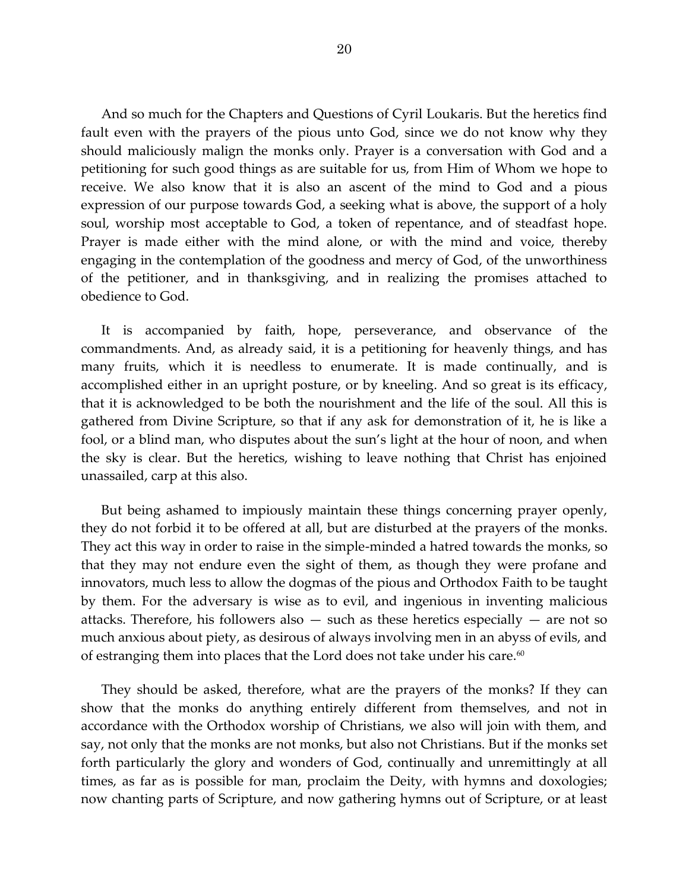And so much for the Chapters and Questions of Cyril Loukaris. But the heretics find fault even with the prayers of the pious unto God, since we do not know why they should maliciously malign the monks only. Prayer is a conversation with God and a petitioning for such good things as are suitable for us, from Him of Whom we hope to receive. We also know that it is also an ascent of the mind to God and a pious expression of our purpose towards God, a seeking what is above, the support of a holy soul, worship most acceptable to God, a token of repentance, and of steadfast hope. Prayer is made either with the mind alone, or with the mind and voice, thereby engaging in the contemplation of the goodness and mercy of God, of the unworthiness of the petitioner, and in thanksgiving, and in realizing the promises attached to obedience to God.

It is accompanied by faith, hope, perseverance, and observance of the commandments. And, as already said, it is a petitioning for heavenly things, and has many fruits, which it is needless to enumerate. It is made continually, and is accomplished either in an upright posture, or by kneeling. And so great is its efficacy, that it is acknowledged to be both the nourishment and the life of the soul. All this is gathered from Divine Scripture, so that if any ask for demonstration of it, he is like a fool, or a blind man, who disputes about the sun's light at the hour of noon, and when the sky is clear. But the heretics, wishing to leave nothing that Christ has enjoined unassailed, carp at this also.

But being ashamed to impiously maintain these things concerning prayer openly, they do not forbid it to be offered at all, but are disturbed at the prayers of the monks. They act this way in order to raise in the simple-minded a hatred towards the monks, so that they may not endure even the sight of them, as though they were profane and innovators, much less to allow the dogmas of the pious and Orthodox Faith to be taught by them. For the adversary is wise as to evil, and ingenious in inventing malicious attacks. Therefore, his followers also — such as these heretics especially — are not so much anxious about piety, as desirous of always involving men in an abyss of evils, and of estranging them into places that the Lord does not take under his care.[60]

They should be asked, therefore, what are the prayers of the monks? If they can show that the monks do anything entirely different from themselves, and not in accordance with the Orthodox worship of Christians, we also will join with them, and say, not only that the monks are not monks, but also not Christians. But if the monks set forth particularly the glory and wonders of God, continually and unremittingly at all times, as far as is possible for man, proclaim the Deity, with hymns and doxologies; now chanting parts of Scripture, and now gathering hymns out of Scripture, or at least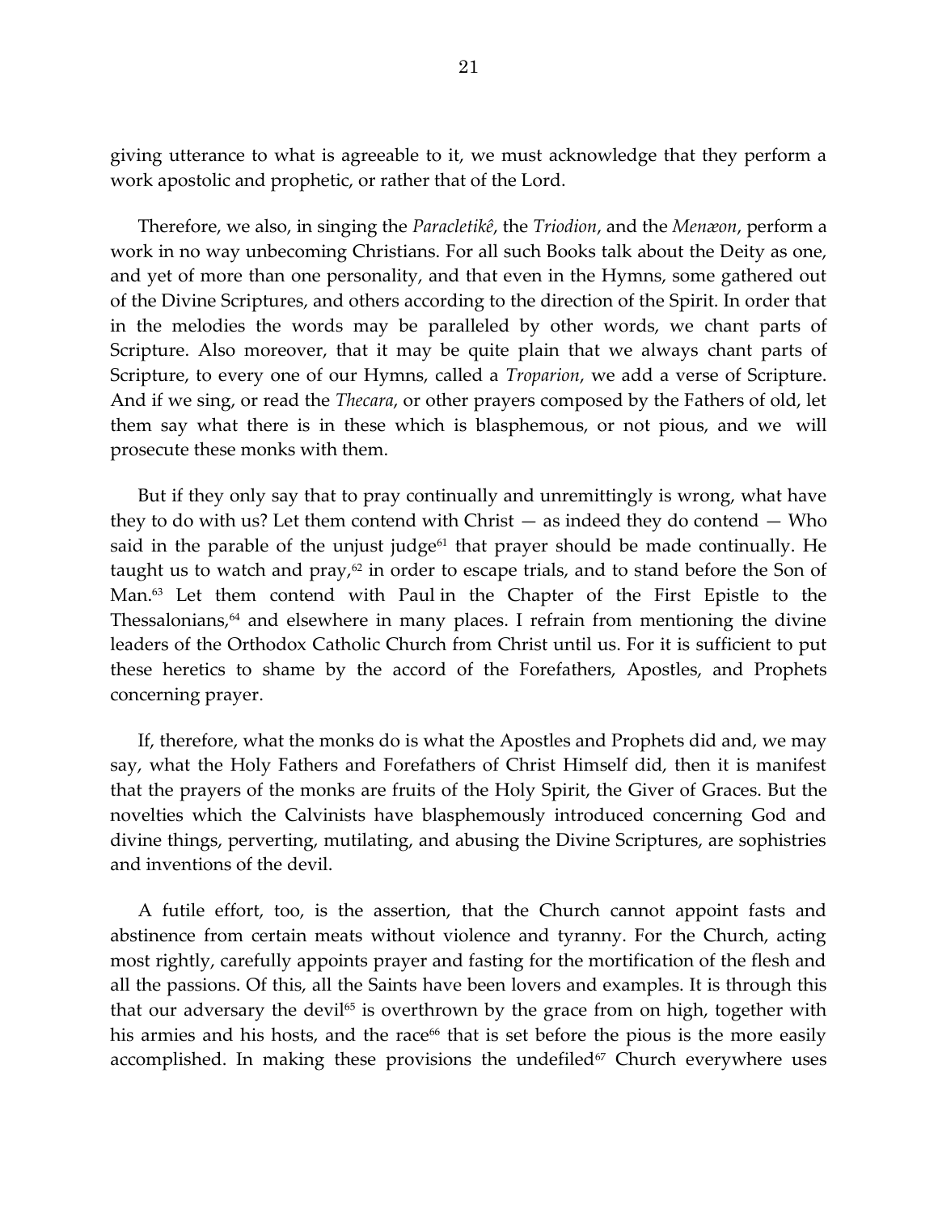giving utterance to what is agreeable to it, we must acknowledge that they perform a work apostolic and prophetic, or rather that of the Lord.

Therefore, we also, in singing the *Paracletikê*, the *Triodion*, and the *Menæon*, perform a work in no way unbecoming Christians. For all such Books talk about the Deity as one, and yet of more than one personality, and that even in the Hymns, some gathered out of the Divine Scriptures, and others according to the direction of the Spirit. In order that in the melodies the words may be paralleled by other words, we chant parts of Scripture. Also moreover, that it may be quite plain that we always chant parts of Scripture, to every one of our Hymns, called a *Troparion*, we add a verse of Scripture. And if we sing, or read the *Thecara*, or other prayers composed by the Fathers of old, let them say what there is in these which is blasphemous, or not pious, and we will prosecute these monks with them.

But if they only say that to pray continually and unremittingly is wrong, what have they to do with us? Let them contend with Christ — as indeed they do contend — Who said in the parable of the unjust judge[61] that prayer should be made continually. He taught us to watch and pray,[62] in order to escape trials, and to stand before the Son of Man.[63] Let them contend with Paul in the Chapter of the First Epistle to the Thessalonians,[64] and elsewhere in many places. I refrain from mentioning the divine leaders of the Orthodox Catholic Church from Christ until us. For it is sufficient to put these heretics to shame by the accord of the Forefathers, Apostles, and Prophets concerning prayer.

If, therefore, what the monks do is what the Apostles and Prophets did and, we may say, what the Holy Fathers and Forefathers of Christ Himself did, then it is manifest that the prayers of the monks are fruits of the Holy Spirit, the Giver of Graces. But the novelties which the Calvinists have blasphemously introduced concerning God and divine things, perverting, mutilating, and abusing the Divine Scriptures, are sophistries and inventions of the devil.

A futile effort, too, is the assertion, that the Church cannot appoint fasts and abstinence from certain meats without violence and tyranny. For the Church, acting most rightly, carefully appoints prayer and fasting for the mortification of the flesh and all the passions. Of this, all the Saints have been lovers and examples. It is through this that our adversary the devil[65] is overthrown by the grace from on high, together with his armies and his hosts, and the race[66] that is set before the pious is the more easily accomplished. In making these provisions the undefiled[67] Church everywhere uses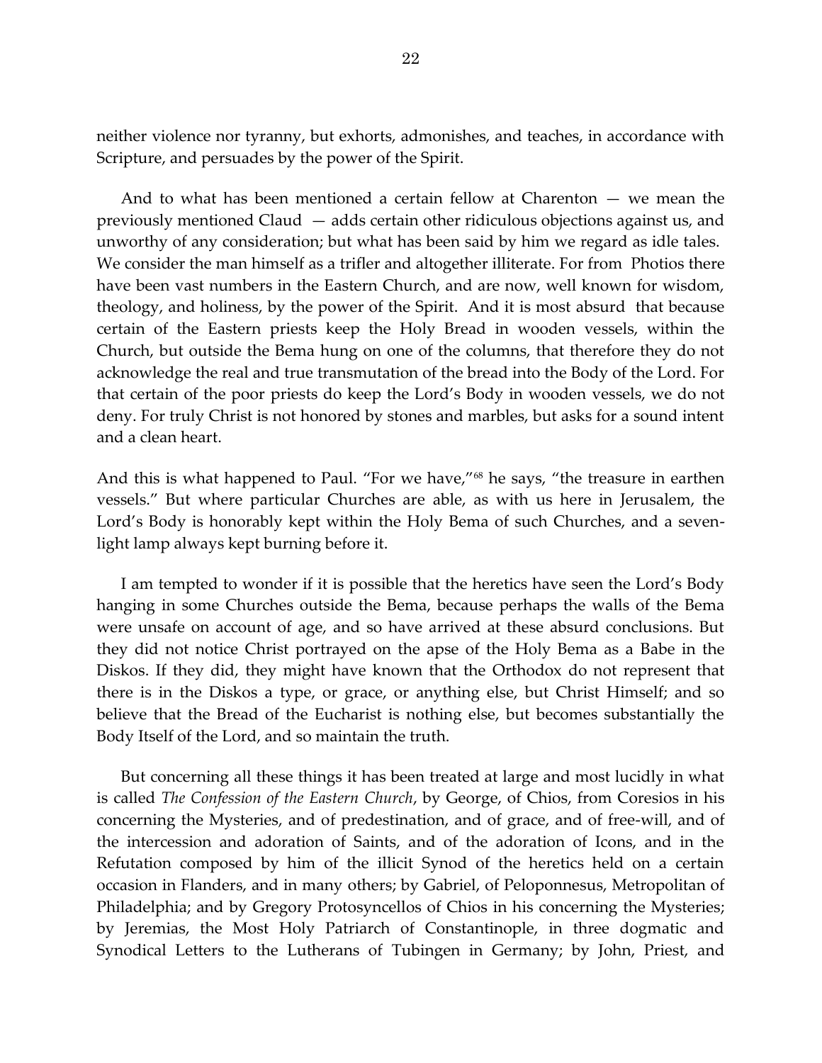neither violence nor tyranny, but exhorts, admonishes, and teaches, in accordance with Scripture, and persuades by the power of the Spirit.

And to what has been mentioned a certain fellow at Charenton — we mean the previously mentioned Claud — adds certain other ridiculous objections against us, and unworthy of any consideration; but what has been said by him we regard as idle tales. We consider the man himself as a trifler and altogether illiterate. For from Photios there have been vast numbers in the Eastern Church, and are now, well known for wisdom, theology, and holiness, by the power of the Spirit. And it is most absurd that because certain of the Eastern priests keep the Holy Bread in wooden vessels, within the Church, but outside the Bema hung on one of the columns, that therefore they do not acknowledge the real and true transmutation of the bread into the Body of the Lord. For that certain of the poor priests do keep the Lord's Body in wooden vessels, we do not deny. For truly Christ is not honored by stones and marbles, but asks for a sound intent and a clean heart.

And this is what happened to Paul. "For we have,"[68] he says, "the treasure in earthen vessels." But where particular Churches are able, as with us here in Jerusalem, the Lord's Body is honorably kept within the Holy Bema of such Churches, and a seven-light lamp always kept burning before it.

I am tempted to wonder if it is possible that the heretics have seen the Lord's Body hanging in some Churches outside the Bema, because perhaps the walls of the Bema were unsafe on account of age, and so have arrived at these absurd conclusions. But they did not notice Christ portrayed on the apse of the Holy Bema as a Babe in the Diskos. If they did, they might have known that the Orthodox do not represent that there is in the Diskos a type, or grace, or anything else, but Christ Himself; and so believe that the Bread of the Eucharist is nothing else, but becomes substantially the Body Itself of the Lord, and so maintain the truth.

But concerning all these things it has been treated at large and most lucidly in what is called *The Confession of the Eastern Church*, by George, of Chios, from Coresios in his concerning the Mysteries, and of predestination, and of grace, and of free-will, and of the intercession and adoration of Saints, and of the adoration of Icons, and in the Refutation composed by him of the illicit Synod of the heretics held on a certain occasion in Flanders, and in many others; by Gabriel, of Peloponnesus, Metropolitan of Philadelphia; and by Gregory Protosyncellos of Chios in his concerning the Mysteries; by Jeremias, the Most Holy Patriarch of Constantinople, in three dogmatic and Synodical Letters to the Lutherans of Tubingen in Germany; by John, Priest, and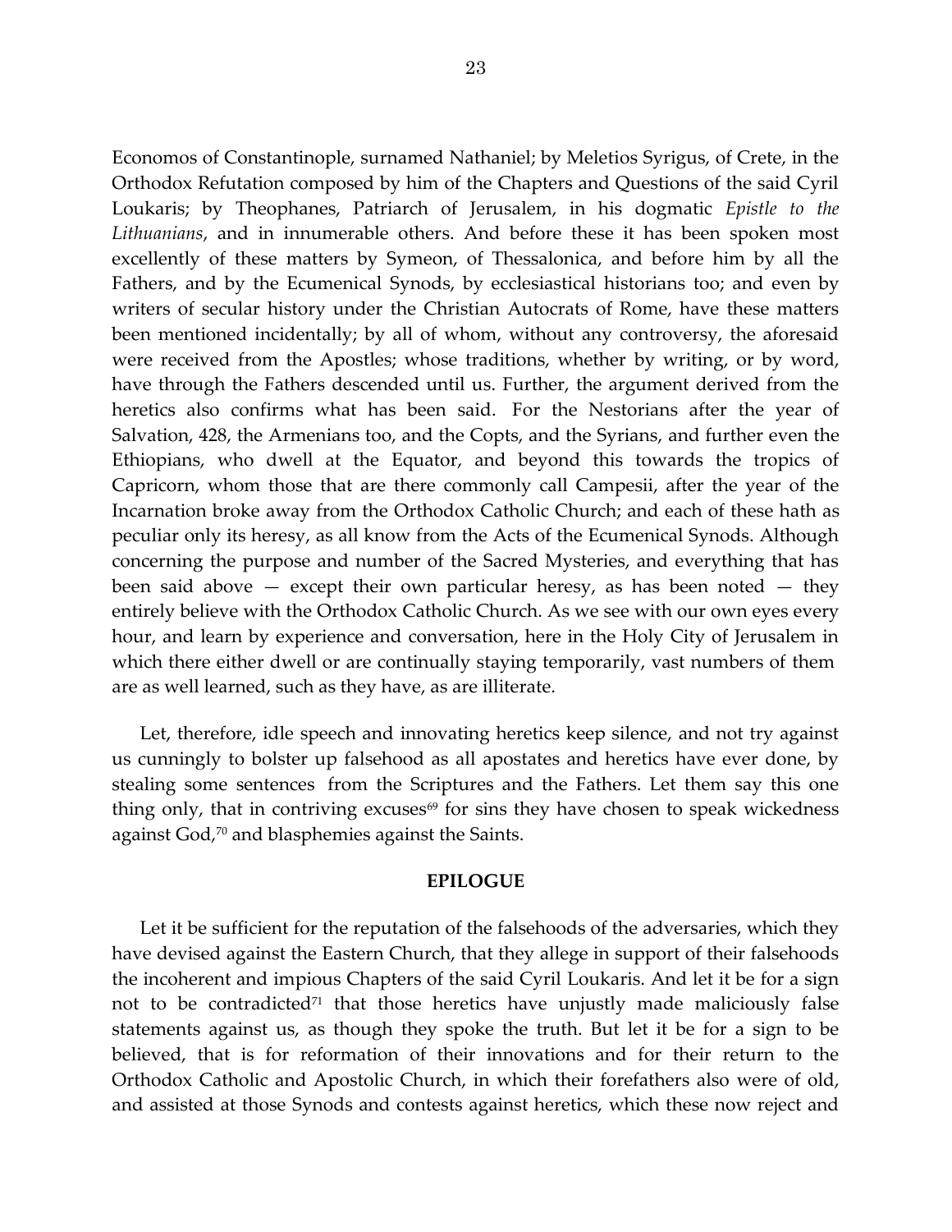Economos of Constantinople, surnamed Nathaniel; by Meletios Syrigus, of Crete, in the Orthodox Refutation composed by him of the Chapters and Questions of the said Cyril Loukaris; by Theophanes, Patriarch of Jerusalem, in his dogmatic *Epistle to the Lithuanians*, and in innumerable others. And before these it has been spoken most excellently of these matters by Symeon, of Thessalonica, and before him by all the Fathers, and by the Ecumenical Synods, by ecclesiastical historians too; and even by writers of secular history under the Christian Autocrats of Rome, have these matters been mentioned incidentally; by all of whom, without any controversy, the aforesaid were received from the Apostles; whose traditions, whether by writing, or by word, have through the Fathers descended until us. Further, the argument derived from the heretics also confirms what has been said. For the Nestorians after the year of Salvation, 428, the Armenians too, and the Copts, and the Syrians, and further even the Ethiopians, who dwell at the Equator, and beyond this towards the tropics of Capricorn, whom those that are there commonly call Campesii, after the year of the Incarnation broke away from the Orthodox Catholic Church; and each of these hath as peculiar only its heresy, as all know from the Acts of the Ecumenical Synods. Although concerning the purpose and number of the Sacred Mysteries, and everything that has been said above — except their own particular heresy, as has been noted — they entirely believe with the Orthodox Catholic Church. As we see with our own eyes every hour, and learn by experience and conversation, here in the Holy City of Jerusalem in which there either dwell or are continually staying temporarily, vast numbers of them are as well learned, such as they have, as are illiterate.

Let, therefore, idle speech and innovating heretics keep silence, and not try against us cunningly to bolster up falsehood as all apostates and heretics have ever done, by stealing some sentences from the Scriptures and the Fathers. Let them say this one thing only, that in contriving excuses[69] for sins they have chosen to speak wickedness against God,[70] and blasphemies against the Saints.

## EPILOGUE

Let it be sufficient for the reputation of the falsehoods of the adversaries, which they have devised against the Eastern Church, that they allege in support of their falsehoods the incoherent and impious Chapters of the said Cyril Loukaris. And let it be for a sign not to be contradicted[71] that those heretics have unjustly made maliciously false statements against us, as though they spoke the truth. But let it be for a sign to be believed, that is for reformation of their innovations and for their return to the Orthodox Catholic and Apostolic Church, in which their forefathers also were of old, and assisted at those Synods and contests against heretics, which these now reject and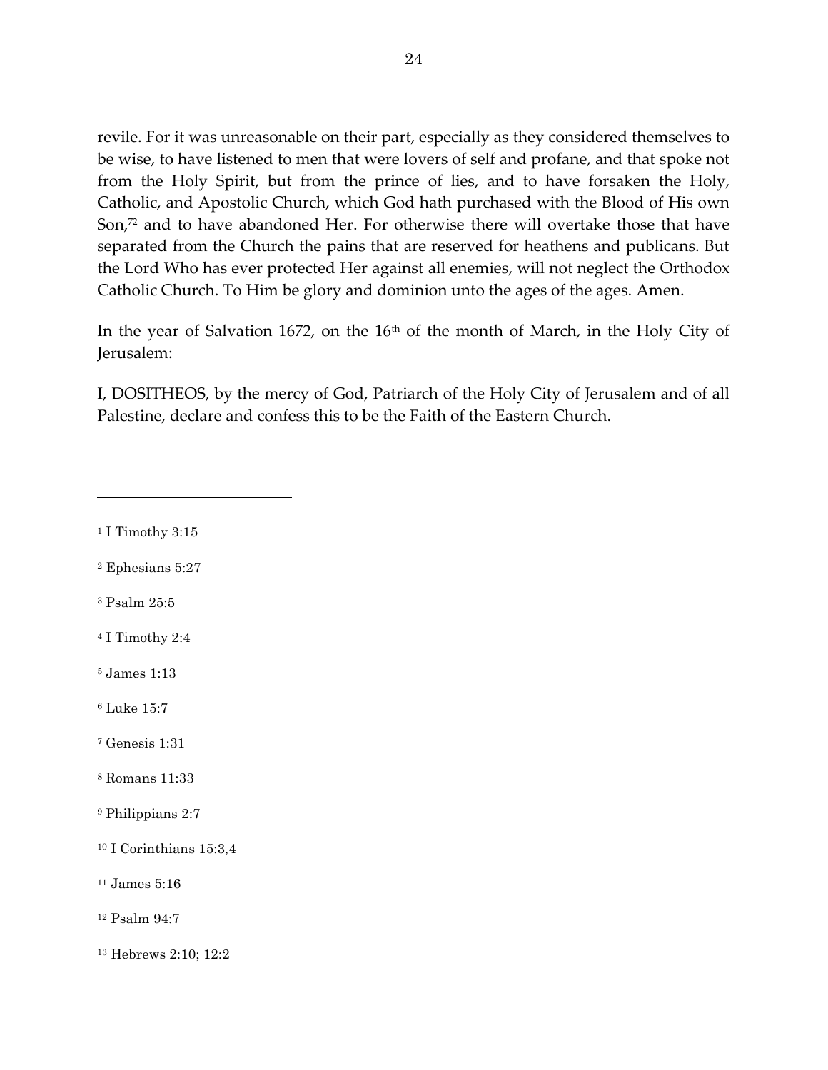revile. For it was unreasonable on their part, especially as they considered themselves to be wise, to have listened to men that were lovers of self and profane, and that spoke not from the Holy Spirit, but from the prince of lies, and to have forsaken the Holy, Catholic, and Apostolic Church, which God hath purchased with the Blood of His own Son,[72] and to have abandoned Her. For otherwise there will overtake those that have separated from the Church the pains that are reserved for heathens and publicans. But the Lord Who has ever protected Her against all enemies, will not neglect the Orthodox Catholic Church. To Him be glory and dominion unto the ages of the ages. Amen.

In the year of Salvation 1672, on the 16th of the month of March, in the Holy City of Jerusalem:

I, DOSITHEOS, by the mercy of God, Patriarch of the Holy City of Jerusalem and of all Palestine, declare and confess this to be the Faith of the Eastern Church.

---

[1] I Timothy 3:15

[2] Ephesians 5:27

[3] Psalm 25:5

[4] I Timothy 2:4

[5] James 1:13

[6] Luke 15:7

[7] Genesis 1:31

[8] Romans 11:33

[9] Philippians 2:7

[10] I Corinthians 15:3,4

[11] James 5:16

[12] Psalm 94:7

[13] Hebrews 2:10; 12:2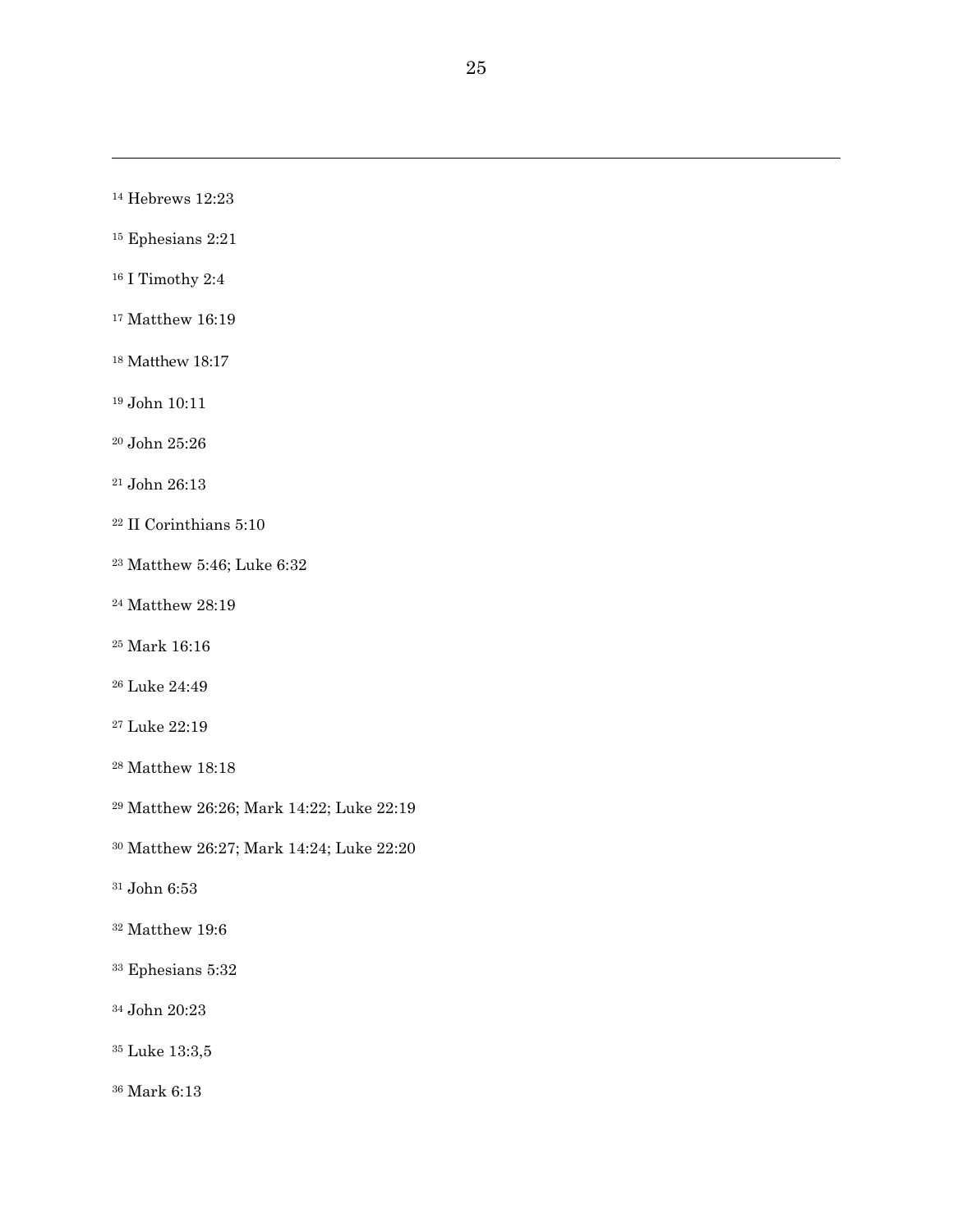[14] Hebrews 12:23

[15] Ephesians 2:21

[16] I Timothy 2:4

[17] Matthew 16:19

[18] Matthew 18:17

[19] John 10:11

[20] John 25:26

[21] John 26:13

[22] II Corinthians 5:10

[23] Matthew 5:46; Luke 6:32

[24] Matthew 28:19

[25] Mark 16:16

[26] Luke 24:49

[27] Luke 22:19

[28] Matthew 18:18

[29] Matthew 26:26; Mark 14:22; Luke 22:19

[30] Matthew 26:27; Mark 14:24; Luke 22:20

[31] John 6:53

[32] Matthew 19:6

[33] Ephesians 5:32

[34] John 20:23

[35] Luke 13:3,5

[36] Mark 6:13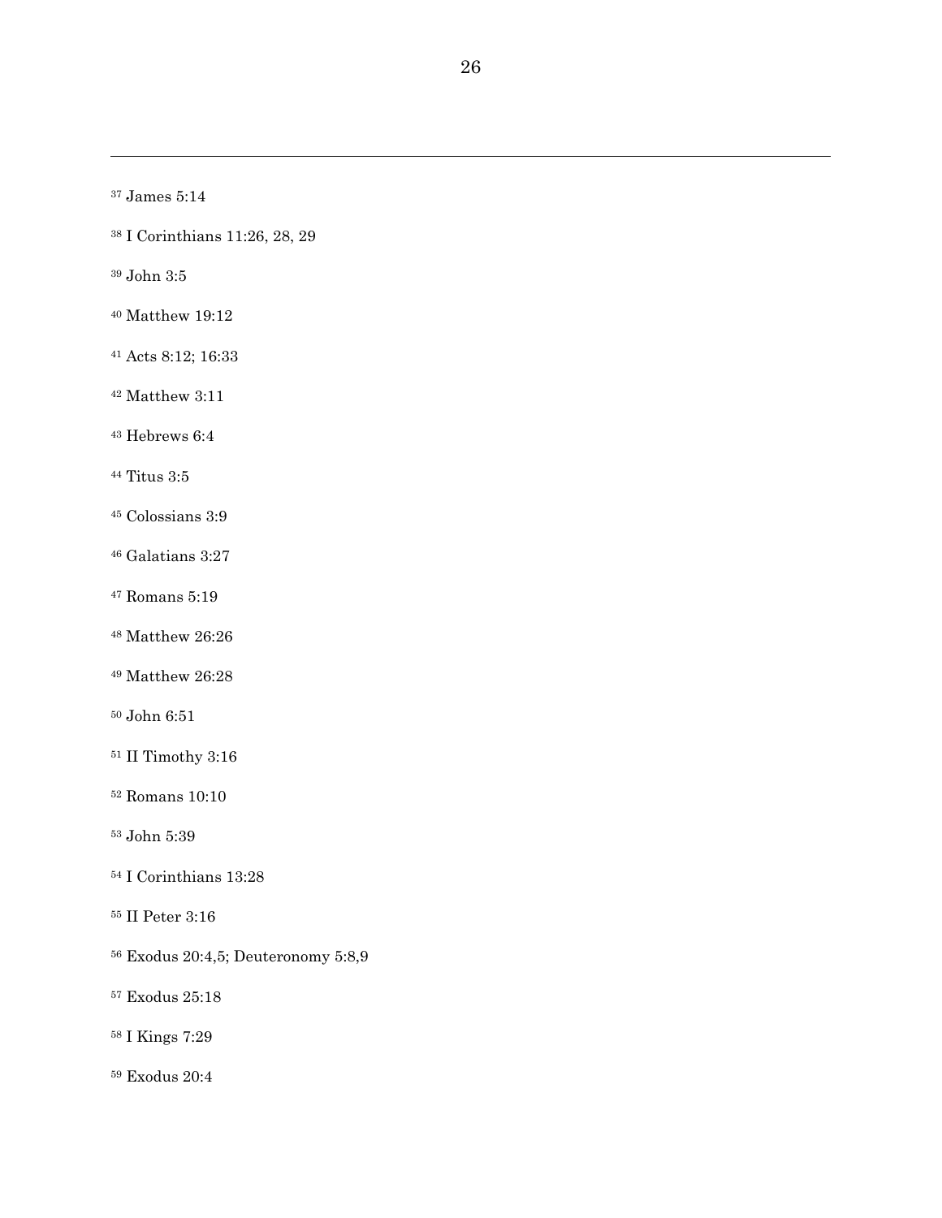[37] James 5:14

[38] I Corinthians 11:26, 28, 29

[39] John 3:5

[40] Matthew 19:12

[41] Acts 8:12; 16:33

[42] Matthew 3:11

[43] Hebrews 6:4

[44] Titus 3:5

[45] Colossians 3:9

[46] Galatians 3:27

[47] Romans 5:19

[48] Matthew 26:26

[49] Matthew 26:28

[50] John 6:51

[51] II Timothy 3:16

[52] Romans 10:10

[53] John 5:39

[54] I Corinthians 13:28

[55] II Peter 3:16

[56] Exodus 20:4,5; Deuteronomy 5:8,9

[57] Exodus 25:18

[58] I Kings 7:29

[59] Exodus 20:4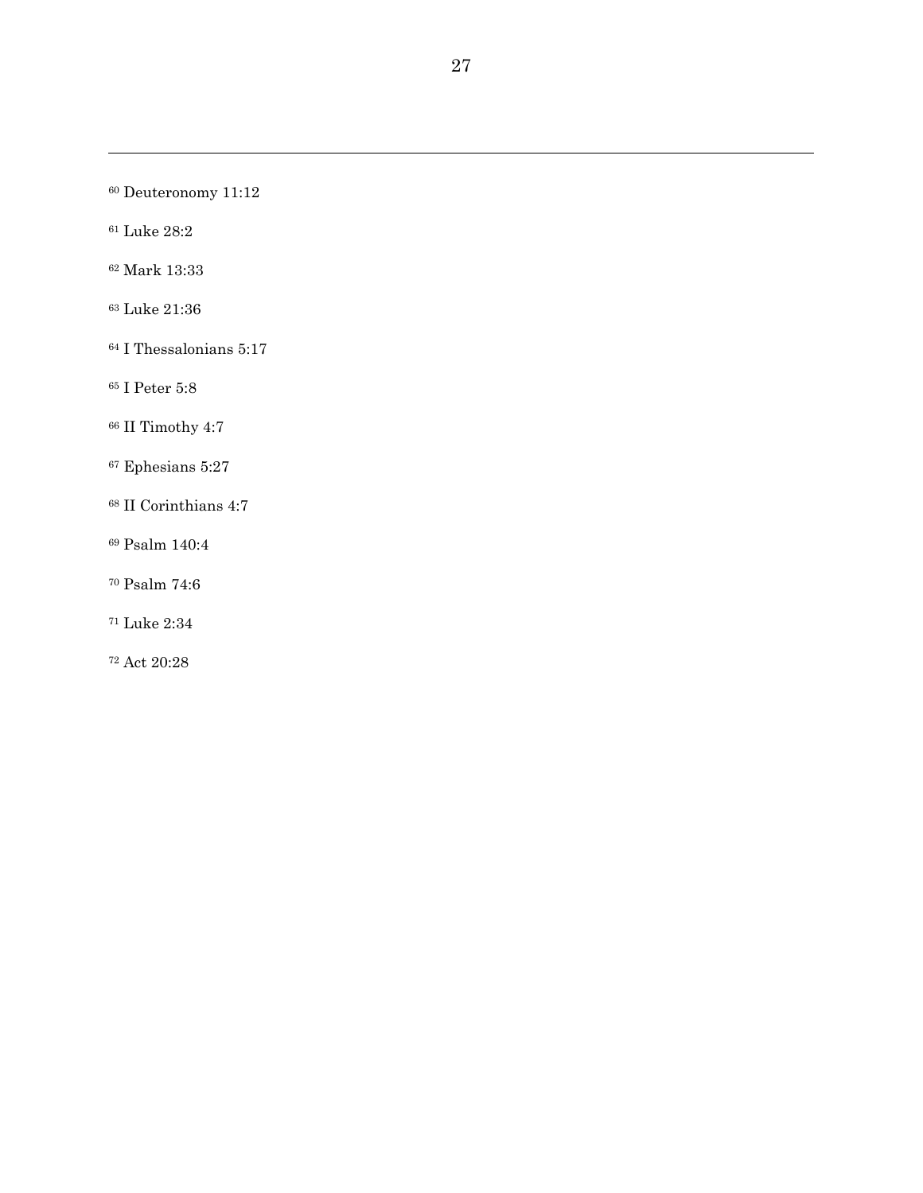[60] Deuteronomy 11:12

[61] Luke 28:2

[62] Mark 13:33

[63] Luke 21:36

[64] I Thessalonians 5:17

[65] I Peter 5:8

[66] II Timothy 4:7

[67] Ephesians 5:27

[68] II Corinthians 4:7

[69] Psalm 140:4

[70] Psalm 74:6

[71] Luke 2:34

[72] Act 20:28